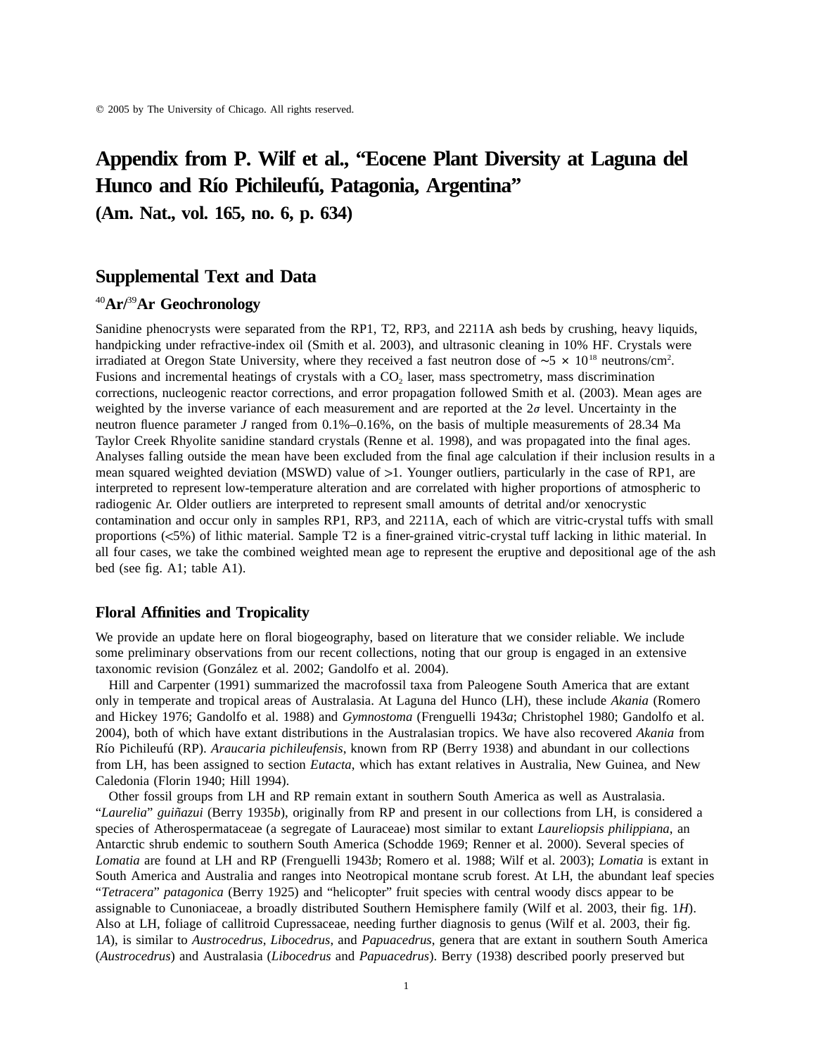© 2005 by The University of Chicago. All rights reserved.

# Appendix from P. Wilf et al., "Eocene Plant Diversity at Laguna del Hunco and Río Pichileufú, Patagonia, Argentina"

**(Am. Nat., vol. 165, no. 6, p. 634)**

## Supplemental Text and Data

### $^{40}$Ar/$^{39}$Ar Geochronology

Sanidine phenocrysts were separated from the RP1, T2, RP3, and 2211A ash beds by crushing, heavy liquids, handpicking under refractive-index oil (Smith et al. 2003), and ultrasonic cleaning in 10% HF. Crystals were irradiated at Oregon State University, where they received a fast neutron dose of $\sim 5 \times 10^{18}$ neutrons/cm$^2$. Fusions and incremental heatings of crystals with a $CO_2$ laser, mass spectrometry, mass discrimination corrections, nucleogenic reactor corrections, and error propagation followed Smith et al. (2003). Mean ages are weighted by the inverse variance of each measurement and are reported at the $2\sigma$ level. Uncertainty in the neutron fluence parameter $J$ ranged from 0.1%–0.16%, on the basis of multiple measurements of 28.34 Ma Taylor Creek Rhyolite sanidine standard crystals (Renne et al. 1998), and was propagated into the final ages. Analyses falling outside the mean have been excluded from the final age calculation if their inclusion results in a mean squared weighted deviation (MSWD) value of >1. Younger outliers, particularly in the case of RP1, are interpreted to represent low-temperature alteration and are correlated with higher proportions of atmospheric to radiogenic Ar. Older outliers are interpreted to represent small amounts of detrital and/or xenocrystic contamination and occur only in samples RP1, RP3, and 2211A, each of which are vitric-crystal tuffs with small proportions (<5%) of lithic material. Sample T2 is a finer-grained vitric-crystal tuff lacking in lithic material. In all four cases, we take the combined weighted mean age to represent the eruptive and depositional age of the ash bed (see fig. A1; table A1).

### Floral Affinities and Tropicality

We provide an update here on floral biogeography, based on literature that we consider reliable. We include some preliminary observations from our recent collections, noting that our group is engaged in an extensive taxonomic revision (González et al. 2002; Gandolfo et al. 2004).

Hill and Carpenter (1991) summarized the macrofossil taxa from Paleogene South America that are extant only in temperate and tropical areas of Australasia. At Laguna del Hunco (LH), these include *Akania* (Romero and Hickey 1976; Gandolfo et al. 1988) and *Gymnostoma* (Frenguelli 1943*a*; Christophel 1980; Gandolfo et al. 2004), both of which have extant distributions in the Australasian tropics. We have also recovered *Akania* from Río Pichileufú (RP). *Araucaria pichileufensis*, known from RP (Berry 1938) and abundant in our collections from LH, has been assigned to section *Eutacta*, which has extant relatives in Australia, New Guinea, and New Caledonia (Florin 1940; Hill 1994).

Other fossil groups from LH and RP remain extant in southern South America as well as Australasia. "*Laurelia*" *guiñazui* (Berry 1935*b*), originally from RP and present in our collections from LH, is considered a species of Atherospermataceae (a segregate of Lauraceae) most similar to extant *Laureliopsis philippiana*, an Antarctic shrub endemic to southern South America (Schodde 1969; Renner et al. 2000). Several species of *Lomatia* are found at LH and RP (Frenguelli 1943*b*; Romero et al. 1988; Wilf et al. 2003); *Lomatia* is extant in South America and Australia and ranges into Neotropical montane scrub forest. At LH, the abundant leaf species "*Tetracera*" *patagonica* (Berry 1925) and "helicopter" fruit species with central woody discs appear to be assignable to Cunoniaceae, a broadly distributed Southern Hemisphere family (Wilf et al. 2003, their fig. 1*H*). Also at LH, foliage of callitroid Cupressaceae, needing further diagnosis to genus (Wilf et al. 2003, their fig. 1*A*), is similar to *Austrocedrus*, *Libocedrus*, and *Papuacedrus*, genera that are extant in southern South America (*Austrocedrus*) and Australasia (*Libocedrus* and *Papuacedrus*). Berry (1938) described poorly preserved but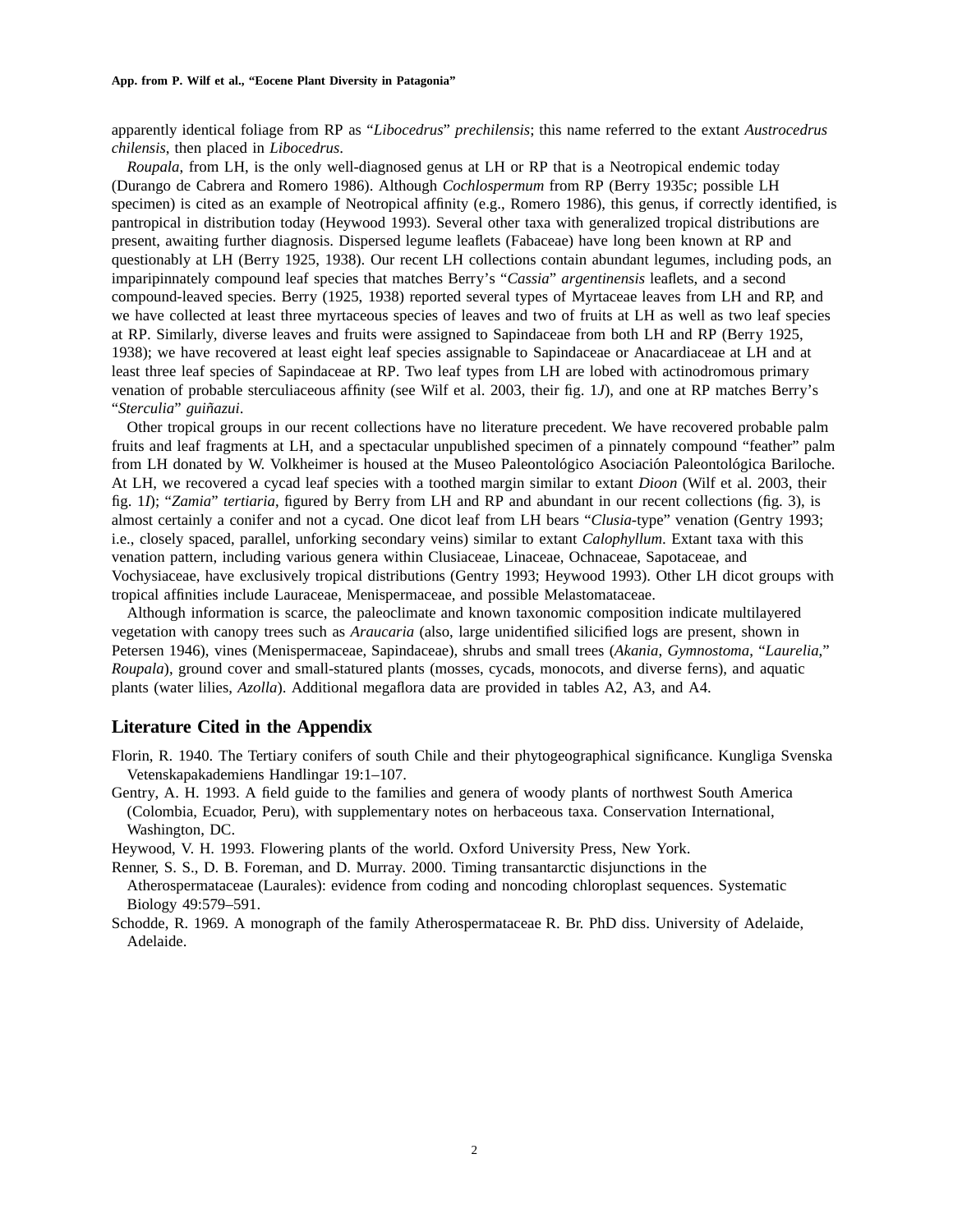apparently identical foliage from RP as "*Libocedrus*" *prechilensis*; this name referred to the extant *Austrocedrus chilensis*, then placed in *Libocedrus*.

*Roupala*, from LH, is the only well-diagnosed genus at LH or RP that is a Neotropical endemic today (Durango de Cabrera and Romero 1986). Although *Cochlospermum* from RP (Berry 1935*c*; possible LH specimen) is cited as an example of Neotropical affinity (e.g., Romero 1986), this genus, if correctly identified, is pantropical in distribution today (Heywood 1993). Several other taxa with generalized tropical distributions are present, awaiting further diagnosis. Dispersed legume leaflets (Fabaceae) have long been known at RP and questionably at LH (Berry 1925, 1938). Our recent LH collections contain abundant legumes, including pods, an imparipinnately compound leaf species that matches Berry's "*Cassia*" *argentinensis* leaflets, and a second compound-leaved species. Berry (1925, 1938) reported several types of Myrtaceae leaves from LH and RP, and we have collected at least three myrtaceous species of leaves and two of fruits at LH as well as two leaf species at RP. Similarly, diverse leaves and fruits were assigned to Sapindaceae from both LH and RP (Berry 1925, 1938); we have recovered at least eight leaf species assignable to Sapindaceae or Anacardiaceae at LH and at least three leaf species of Sapindaceae at RP. Two leaf types from LH are lobed with actinodromous primary venation of probable sterculiaceous affinity (see Wilf et al. 2003, their fig. 1*J*), and one at RP matches Berry's "*Sterculia*" *guiñazui*.

Other tropical groups in our recent collections have no literature precedent. We have recovered probable palm fruits and leaf fragments at LH, and a spectacular unpublished specimen of a pinnately compound "feather" palm from LH donated by W. Volkheimer is housed at the Museo Paleontológico Asociación Paleontológica Bariloche. At LH, we recovered a cycad leaf species with a toothed margin similar to extant *Dioon* (Wilf et al. 2003, their fig. 1*I*); "*Zamia*" *tertiaria*, figured by Berry from LH and RP and abundant in our recent collections (fig. 3), is almost certainly a conifer and not a cycad. One dicot leaf from LH bears "*Clusia*-type" venation (Gentry 1993; i.e., closely spaced, parallel, unforking secondary veins) similar to extant *Calophyllum*. Extant taxa with this venation pattern, including various genera within Clusiaceae, Linaceae, Ochnaceae, Sapotaceae, and Vochysiaceae, have exclusively tropical distributions (Gentry 1993; Heywood 1993). Other LH dicot groups with tropical affinities include Lauraceae, Menispermaceae, and possible Melastomataceae.

Although information is scarce, the paleoclimate and known taxonomic composition indicate multilayered vegetation with canopy trees such as *Araucaria* (also, large unidentified silicified logs are present, shown in Petersen 1946), vines (Menispermaceae, Sapindaceae), shrubs and small trees (*Akania*, *Gymnostoma*, "*Laurelia*," *Roupala*), ground cover and small-statured plants (mosses, cycads, monocots, and diverse ferns), and aquatic plants (water lilies, *Azolla*). Additional megaflora data are provided in tables A2, A3, and A4.

## Literature Cited in the Appendix

Florin, R. 1940. The Tertiary conifers of south Chile and their phytogeographical significance. Kungliga Svenska Vetenskapakademiens Handlingar 19:1–107.

Gentry, A. H. 1993. A field guide to the families and genera of woody plants of northwest South America (Colombia, Ecuador, Peru), with supplementary notes on herbaceous taxa. Conservation International, Washington, DC.

Heywood, V. H. 1993. Flowering plants of the world. Oxford University Press, New York.

Renner, S. S., D. B. Foreman, and D. Murray. 2000. Timing transantarctic disjunctions in the Atherospermataceae (Laurales): evidence from coding and noncoding chloroplast sequences. Systematic Biology 49:579–591.

Schodde, R. 1969. A monograph of the family Atherospermataceae R. Br. PhD diss. University of Adelaide, Adelaide.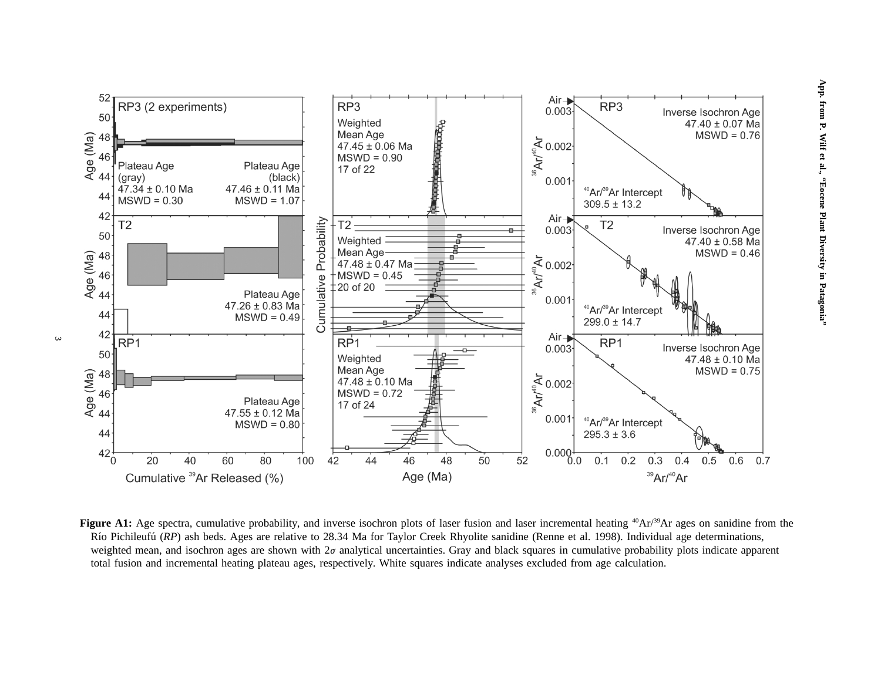**Figure A1:** Age spectra, cumulative probability, and inverse isochron plots of laser fusion and laser incremental heating $^{40}Ar/^{39}Ar$ ages on sanidine from the Río Pichileufú (*RP*) ash beds. Ages are relative to 28.34 Ma for Taylor Creek Rhyolite sanidine (Renne et al. 1998). Individual age determinations, weighted mean, and isochron ages are shown with 2$\sigma$ analytical uncertainties. Gray and black squares in cumulative probability plots indicate apparent total fusion and incremental heating plateau ages, respectively. White squares indicate analyses excluded from age calculation.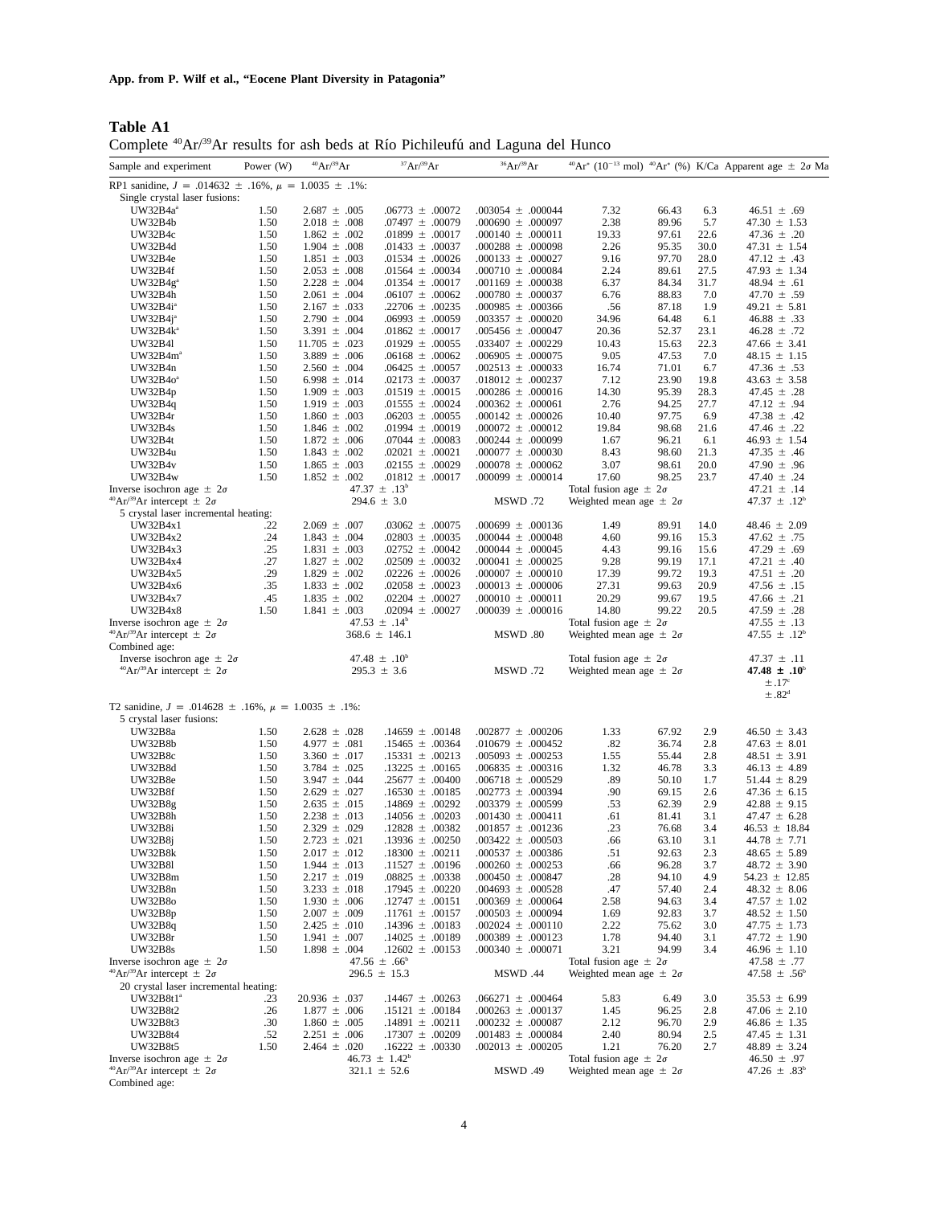**App. from P. Wilf et al., "Eocene Plant Diversity in Patagonia"**

**Table A1**

Complete $^{40}Ar/^{39}Ar$ results for ash beds at Río Pichileufú and Laguna del Hunco

| Sample and experiment | Power (W) | $^{40}Ar/^{39}Ar$ | $^{37}Ar/^{39}Ar$ | $^{36}Ar/^{39}Ar$ | $^{40}Ar^*$ ($10^{-13}$ mol) | $^{40}Ar^*$ (%) | K/Ca | Apparent age $\pm$ $2\sigma$ Ma |
|---|---|---|---|---|---|---|---|---|
| RP1 sanidine, $J$ = .014632 $\pm$ .16%, $\mu$ = 1.0035 $\pm$ .1%: | | | | | | | | |
| Single crystal laser fusions: | | | | | | | | |
| UW32B4a[a] | 1.50 | 2.687 $\pm$ .005 | .06773 $\pm$ .00072 | .003054 $\pm$ .000044 | 7.32 | 66.43 | 6.3 | 46.51 $\pm$ .69 |
| UW32B4b | 1.50 | 2.018 $\pm$ .008 | .07497 $\pm$ .00079 | .000690 $\pm$ .000097 | 2.38 | 89.96 | 5.7 | 47.30 $\pm$ 1.53 |
| UW32B4c | 1.50 | 1.862 $\pm$ .002 | .01899 $\pm$ .00017 | .000140 $\pm$ .000011 | 19.33 | 97.61 | 22.6 | 47.36 $\pm$ .20 |
| UW32B4d | 1.50 | 1.904 $\pm$ .008 | .01433 $\pm$ .00037 | .000288 $\pm$ .000098 | 2.26 | 95.35 | 30.0 | 47.31 $\pm$ 1.54 |
| UW32B4e | 1.50 | 1.851 $\pm$ .003 | .01534 $\pm$ .00026 | .000133 $\pm$ .000027 | 9.16 | 97.70 | 28.0 | 47.12 $\pm$ .43 |
| UW32B4f | 1.50 | 2.053 $\pm$ .008 | .01564 $\pm$ .00034 | .000710 $\pm$ .000084 | 2.24 | 89.61 | 27.5 | 47.93 $\pm$ 1.34 |
| UW32B4g[a] | 1.50 | 2.228 $\pm$ .004 | .01354 $\pm$ .00017 | .001169 $\pm$ .000038 | 6.37 | 84.34 | 31.7 | 48.94 $\pm$ .61 |
| UW32B4h | 1.50 | 2.061 $\pm$ .004 | .06107 $\pm$ .00062 | .000780 $\pm$ .000037 | 6.76 | 88.83 | 7.0 | 47.70 $\pm$ .59 |
| UW32B4i[a] | 1.50 | 2.167 $\pm$ .033 | .22706 $\pm$ .00235 | .000985 $\pm$ .000366 | .56 | 87.18 | 1.9 | 49.21 $\pm$ 5.81 |
| UW32B4j[a] | 1.50 | 2.790 $\pm$ .004 | .06993 $\pm$ .00059 | .003357 $\pm$ .000020 | 34.96 | 64.48 | 6.1 | 46.88 $\pm$ .33 |
| UW32B4k[a] | 1.50 | 3.391 $\pm$ .004 | .01862 $\pm$ .00017 | .005456 $\pm$ .000047 | 20.36 | 52.37 | 23.1 | 46.28 $\pm$ .72 |
| UW32B4l | 1.50 | 11.705 $\pm$ .023 | .01929 $\pm$ .00055 | .033407 $\pm$ .000229 | 10.43 | 15.63 | 22.3 | 47.66 $\pm$ 3.41 |
| UW32B4m[a] | 1.50 | 3.889 $\pm$ .006 | .06168 $\pm$ .00062 | .006905 $\pm$ .000075 | 9.05 | 47.53 | 7.0 | 48.15 $\pm$ 1.15 |
| UW32B4n | 1.50 | 2.560 $\pm$ .004 | .06425 $\pm$ .00057 | .002513 $\pm$ .000033 | 16.74 | 71.01 | 6.7 | 47.36 $\pm$ .53 |
| UW32B4o[a] | 1.50 | 6.998 $\pm$ .014 | .02173 $\pm$ .00037 | .018012 $\pm$ .000237 | 7.12 | 23.90 | 19.8 | 43.63 $\pm$ 3.58 |
| UW32B4p | 1.50 | 1.909 $\pm$ .003 | .01519 $\pm$ .00015 | .000286 $\pm$ .000016 | 14.30 | 95.39 | 28.3 | 47.45 $\pm$ .28 |
| UW32B4q | 1.50 | 1.919 $\pm$ .003 | .01555 $\pm$ .00024 | .000362 $\pm$ .000061 | 2.76 | 94.25 | 27.7 | 47.12 $\pm$ .94 |
| UW32B4r | 1.50 | 1.860 $\pm$ .003 | .06203 $\pm$ .00055 | .000142 $\pm$ .000026 | 10.40 | 97.75 | 6.9 | 47.38 $\pm$ .42 |
| UW32B4s | 1.50 | 1.846 $\pm$ .002 | .01994 $\pm$ .00019 | .000072 $\pm$ .000012 | 19.84 | 98.68 | 21.6 | 47.46 $\pm$ .22 |
| UW32B4t | 1.50 | 1.872 $\pm$ .006 | .07044 $\pm$ .00083 | .000244 $\pm$ .000099 | 1.67 | 96.21 | 6.1 | 46.93 $\pm$ 1.54 |
| UW32B4u | 1.50 | 1.843 $\pm$ .002 | .02021 $\pm$ .00021 | .000077 $\pm$ .000030 | 8.43 | 98.60 | 21.3 | 47.35 $\pm$ .46 |
| UW32B4v | 1.50 | 1.865 $\pm$ .003 | .02155 $\pm$ .00029 | .000078 $\pm$ .000062 | 3.07 | 98.61 | 20.0 | 47.90 $\pm$ .96 |
| UW32B4w | 1.50 | 1.852 $\pm$ .002 | .01812 $\pm$ .00017 | .000099 $\pm$ .000014 | 17.60 | 98.25 | 23.7 | 47.40 $\pm$ .24 |
| Inverse isochron age $\pm$ $2\sigma$ | | | 47.37 $\pm$ .13[b] | | Total fusion age $\pm$ $2\sigma$ | | | 47.21 $\pm$ .14 |
| $^{40}Ar/^{36}Ar$ intercept $\pm$ $2\sigma$ | | | 294.6 $\pm$ 3.0 | MSWD .72 | Weighted mean age $\pm$ $2\sigma$ | | | 47.37 $\pm$ .12[b] |
| 5 crystal laser incremental heating: | | | | | | | | |
| UW32B4x1 | .22 | 2.069 $\pm$ .007 | .03062 $\pm$ .00075 | .000699 $\pm$ .000136 | 1.49 | 89.91 | 14.0 | 48.46 $\pm$ 2.09 |
| UW32B4x2 | .24 | 1.843 $\pm$ .004 | .02803 $\pm$ .00035 | .000044 $\pm$ .000048 | 4.60 | 99.16 | 15.3 | 47.62 $\pm$ .75 |
| UW32B4x3 | .25 | 1.831 $\pm$ .003 | .02752 $\pm$ .00042 | .000044 $\pm$ .000045 | 4.43 | 99.16 | 15.6 | 47.29 $\pm$ .69 |
| UW32B4x4 | .27 | 1.827 $\pm$ .002 | .02509 $\pm$ .00032 | .000041 $\pm$ .000025 | 9.28 | 99.19 | 17.1 | 47.21 $\pm$ .40 |
| UW32B4x5 | .29 | 1.829 $\pm$ .002 | .02226 $\pm$ .00026 | .000007 $\pm$ .000010 | 17.39 | 99.72 | 19.3 | 47.51 $\pm$ .20 |
| UW32B4x6 | .35 | 1.833 $\pm$ .002 | .02058 $\pm$ .00023 | .000013 $\pm$ .000006 | 27.31 | 99.63 | 20.9 | 47.56 $\pm$ .15 |
| UW32B4x7 | .45 | 1.835 $\pm$ .002 | .02204 $\pm$ .00027 | .000010 $\pm$ .000011 | 20.29 | 99.67 | 19.5 | 47.66 $\pm$ .21 |
| UW32B4x8 | 1.50 | 1.841 $\pm$ .003 | .02094 $\pm$ .00027 | .000039 $\pm$ .000016 | 14.80 | 99.22 | 20.5 | 47.59 $\pm$ .28 |
| Inverse isochron age $\pm$ $2\sigma$ | | | 47.53 $\pm$ .14[b] | | Total fusion age $\pm$ $2\sigma$ | | | 47.55 $\pm$ .13 |
| $^{40}Ar/^{36}Ar$ intercept $\pm$ $2\sigma$ | | | 368.6 $\pm$ 146.1 | MSWD .80 | Weighted mean age $\pm$ $2\sigma$ | | | 47.55 $\pm$ .12[b] |
| Combined age: | | | | | | | | |
| Inverse isochron age $\pm$ $2\sigma$ | | | 47.48 $\pm$ .10[b] | | Total fusion age $\pm$ $2\sigma$ | | | 47.37 $\pm$ .11 |
| $^{40}Ar/^{36}Ar$ intercept $\pm$ $2\sigma$ | | | 295.3 $\pm$ 3.6 | MSWD .72 | Weighted mean age $\pm$ $2\sigma$ | | | **47.48 $\pm$ .10**[b] |
| | | | | | | | | $\pm$ .17[c] |
| | | | | | | | | $\pm$ .82[d] |
| T2 sanidine, $J$ = .014628 $\pm$ .16%, $\mu$ = 1.0035 $\pm$ .1%: | | | | | | | | |
| 5 crystal laser fusions: | | | | | | | | |
| UW32B8a | 1.50 | 2.628 $\pm$ .028 | .14659 $\pm$ .00148 | .002877 $\pm$ .000206 | 1.33 | 67.92 | 2.9 | 46.50 $\pm$ 3.43 |
| UW32B8b | 1.50 | 4.977 $\pm$ .081 | .15465 $\pm$ .00364 | .010679 $\pm$ .000452 | .82 | 36.74 | 2.8 | 47.63 $\pm$ 8.01 |
| UW32B8c | 1.50 | 3.360 $\pm$ .017 | .15331 $\pm$ .00213 | .005093 $\pm$ .000253 | 1.55 | 55.44 | 2.8 | 48.51 $\pm$ 3.91 |
| UW32B8d | 1.50 | 3.784 $\pm$ .025 | .13225 $\pm$ .00165 | .006835 $\pm$ .000316 | 1.32 | 46.78 | 3.3 | 46.13 $\pm$ 4.89 |
| UW32B8e | 1.50 | 3.947 $\pm$ .044 | .25677 $\pm$ .00400 | .006718 $\pm$ .000529 | .89 | 50.10 | 1.7 | 51.44 $\pm$ 8.29 |
| UW32B8f | 1.50 | 2.629 $\pm$ .027 | .16530 $\pm$ .00185 | .002773 $\pm$ .000394 | .90 | 69.15 | 2.6 | 47.36 $\pm$ 6.15 |
| UW32B8g | 1.50 | 2.635 $\pm$ .015 | .14869 $\pm$ .00292 | .003379 $\pm$ .000599 | .53 | 62.39 | 2.9 | 42.88 $\pm$ 9.15 |
| UW32B8h | 1.50 | 2.238 $\pm$ .013 | .14056 $\pm$ .00203 | .001430 $\pm$ .000411 | .61 | 81.41 | 3.1 | 47.47 $\pm$ 6.28 |
| UW32B8i | 1.50 | 2.329 $\pm$ .029 | .12828 $\pm$ .00382 | .001857 $\pm$ .001236 | .23 | 76.68 | 3.4 | 46.53 $\pm$ 18.84 |
| UW32B8j | 1.50 | 2.723 $\pm$ .021 | .13936 $\pm$ .00250 | .003422 $\pm$ .000503 | .66 | 63.10 | 3.1 | 44.78 $\pm$ 7.71 |
| UW32B8k | 1.50 | 2.017 $\pm$ .012 | .18300 $\pm$ .00211 | .000537 $\pm$ .000386 | .51 | 92.63 | 2.3 | 48.65 $\pm$ 5.89 |
| UW32B8l | 1.50 | 1.944 $\pm$ .013 | .11527 $\pm$ .00196 | .000260 $\pm$ .000253 | .66 | 96.28 | 3.7 | 48.72 $\pm$ 3.90 |
| UW32B8m | 1.50 | 2.217 $\pm$ .019 | .08825 $\pm$ .00338 | .000450 $\pm$ .000847 | .28 | 94.10 | 4.9 | 54.23 $\pm$ 12.85 |
| UW32B8n | 1.50 | 3.233 $\pm$ .018 | .17945 $\pm$ .00220 | .004693 $\pm$ .000528 | .47 | 57.40 | 2.4 | 48.32 $\pm$ 8.06 |
| UW32B8o | 1.50 | 1.930 $\pm$ .006 | .12747 $\pm$ .00151 | .000369 $\pm$ .000064 | 2.58 | 94.63 | 3.4 | 47.57 $\pm$ 1.02 |
| UW32B8p | 1.50 | 2.007 $\pm$ .009 | .11761 $\pm$ .00157 | .000503 $\pm$ .000094 | 1.69 | 92.83 | 3.7 | 48.52 $\pm$ 1.50 |
| UW32B8q | 1.50 | 2.425 $\pm$ .010 | .14396 $\pm$ .00183 | .002024 $\pm$ .000110 | 2.22 | 75.62 | 3.0 | 47.75 $\pm$ 1.73 |
| UW32B8r | 1.50 | 1.941 $\pm$ .007 | .14025 $\pm$ .00189 | .000389 $\pm$ .000123 | 1.78 | 94.40 | 3.1 | 47.72 $\pm$ 1.90 |
| UW32B8s | 1.50 | 1.898 $\pm$ .004 | .12602 $\pm$ .00153 | .000340 $\pm$ .000071 | 3.21 | 94.99 | 3.4 | 46.96 $\pm$ 1.10 |
| Inverse isochron age $\pm$ $2\sigma$ | | | 47.56 $\pm$ .66[b] | | Total fusion age $\pm$ $2\sigma$ | | | 47.58 $\pm$ .77 |
| $^{40}Ar/^{36}Ar$ intercept $\pm$ $2\sigma$ | | | 296.5 $\pm$ 15.3 | MSWD .44 | Weighted mean age $\pm$ $2\sigma$ | | | 47.58 $\pm$ .56[b] |
| 20 crystal laser incremental heating: | | | | | | | | |
| UW32B8t1[a] | .23 | 20.936 $\pm$ .037 | .14467 $\pm$ .00263 | .066271 $\pm$ .000464 | 5.83 | 6.49 | 3.0 | 35.53 $\pm$ 6.99 |
| UW32B8t2 | .26 | 1.877 $\pm$ .006 | .15121 $\pm$ .00184 | .000263 $\pm$ .000137 | 1.45 | 96.25 | 2.8 | 47.06 $\pm$ 2.10 |
| UW32B8t3 | .30 | 1.860 $\pm$ .005 | .14891 $\pm$ .00211 | .000232 $\pm$ .000087 | 2.12 | 96.70 | 2.9 | 46.86 $\pm$ 1.35 |
| UW32B8t4 | .52 | 2.251 $\pm$ .006 | .17307 $\pm$ .00209 | .001483 $\pm$ .000084 | 2.40 | 80.94 | 2.5 | 47.45 $\pm$ 1.31 |
| UW32B8t5 | 1.50 | 2.464 $\pm$ .020 | .16222 $\pm$ .00330 | .002013 $\pm$ .000205 | 1.21 | 76.20 | 2.7 | 48.89 $\pm$ 3.24 |
| Inverse isochron age $\pm$ $2\sigma$ | | | 46.73 $\pm$ 1.42[b] | | Total fusion age $\pm$ $2\sigma$ | | | 46.50 $\pm$ .97 |
| $^{40}Ar/^{36}Ar$ intercept $\pm$ $2\sigma$ | | | 321.1 $\pm$ 52.6 | MSWD .49 | Weighted mean age $\pm$ $2\sigma$ | | | 47.26 $\pm$ .83[b] |
| Combined age: | | | | | | | | |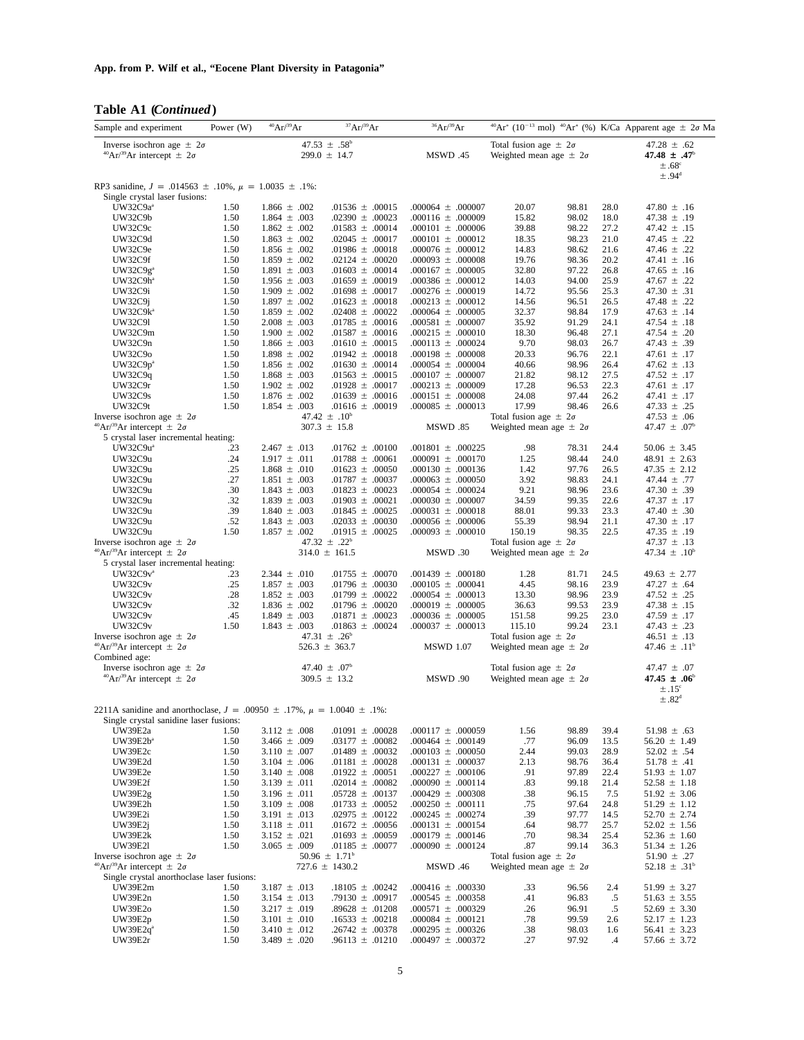**App. from P. Wilf et al., "Eocene Plant Diversity in Patagonia"**

**Table A1 (*Continued*)**

| Sample and experiment | Power (W) | $^{40}Ar/^{39}Ar$ | $^{37}Ar/^{39}Ar$ | $^{36}Ar/^{39}Ar$ | $^{40}Ar^*$ ($10^{-13}$ mol) | $^{40}Ar^*$ (%) | K/Ca | Apparent age ± 2σ Ma |
|---|---|---|---|---|---|---|---|---|
| Inverse isochron age ± 2σ | | 47.53 ± .58[b] | | | Total fusion age ± 2σ | | | 47.28 ± .62 |
| $^{40}Ar/^{36}Ar$ intercept ± 2σ | | 299.0 ± 14.7 | | MSWD .45 | Weighted mean age ± 2σ | | | **47.48 ± .47**[b] ± .68[c] ± .94[d] |
| RP3 sanidine, $J$ = .014563 ± .10%, $\mu$ = 1.0035 ± .1%: | | | | | | | | |
| Single crystal laser fusions: | | | | | | | | |
| UW32C9a[a] | 1.50 | 1.866 ± .002 | .01536 ± .00015 | .000064 ± .000007 | 20.07 | 98.81 | 28.0 | 47.80 ± .16 |
| UW32C9b | 1.50 | 1.864 ± .003 | .02390 ± .00023 | .000116 ± .000009 | 15.82 | 98.02 | 18.0 | 47.38 ± .19 |
| UW32C9c | 1.50 | 1.862 ± .002 | .01583 ± .00014 | .000101 ± .000006 | 39.88 | 98.22 | 27.2 | 47.42 ± .15 |
| UW32C9d | 1.50 | 1.863 ± .002 | .02045 ± .00017 | .000101 ± .000012 | 18.35 | 98.23 | 21.0 | 47.45 ± .22 |
| UW32C9e | 1.50 | 1.856 ± .002 | .01986 ± .00018 | .000076 ± .000012 | 14.83 | 98.62 | 21.6 | 47.46 ± .22 |
| UW32C9f | 1.50 | 1.859 ± .002 | .02124 ± .00020 | .000093 ± .000008 | 19.76 | 98.36 | 20.2 | 47.41 ± .16 |
| UW32C9g[a] | 1.50 | 1.891 ± .003 | .01603 ± .00014 | .000167 ± .000005 | 32.80 | 97.22 | 26.8 | 47.65 ± .16 |
| UW32C9h[a] | 1.50 | 1.956 ± .003 | .01659 ± .00019 | .000386 ± .000012 | 14.03 | 94.00 | 25.9 | 47.67 ± .22 |
| UW32C9i | 1.50 | 1.909 ± .002 | .01698 ± .00017 | .000276 ± .000019 | 14.72 | 95.56 | 25.3 | 47.30 ± .31 |
| UW32C9j | 1.50 | 1.897 ± .002 | .01623 ± .00018 | .000213 ± .000012 | 14.56 | 96.51 | 26.5 | 47.48 ± .22 |
| UW32C9k[a] | 1.50 | 1.859 ± .002 | .02408 ± .00022 | .000064 ± .000005 | 32.37 | 98.84 | 17.9 | 47.63 ± .14 |
| UW32C9l | 1.50 | 2.008 ± .003 | .01785 ± .00016 | .000581 ± .000007 | 35.92 | 91.29 | 24.1 | 47.54 ± .18 |
| UW32C9m | 1.50 | 1.900 ± .002 | .01587 ± .00016 | .000215 ± .000010 | 18.30 | 96.48 | 27.1 | 47.54 ± .20 |
| UW32C9n | 1.50 | 1.866 ± .003 | .01610 ± .00015 | .000113 ± .000024 | 9.70 | 98.03 | 26.7 | 47.43 ± .39 |
| UW32C9o | 1.50 | 1.898 ± .002 | .01942 ± .00018 | .000198 ± .000008 | 20.33 | 96.76 | 22.1 | 47.61 ± .17 |
| UW32C9p[a] | 1.50 | 1.856 ± .002 | .01630 ± .00014 | .000054 ± .000004 | 40.66 | 98.96 | 26.4 | 47.62 ± .13 |
| UW32C9q | 1.50 | 1.868 ± .003 | .01563 ± .00015 | .000107 ± .000007 | 21.82 | 98.12 | 27.5 | 47.52 ± .17 |
| UW32C9r | 1.50 | 1.902 ± .002 | .01928 ± .00017 | .000213 ± .000009 | 17.28 | 96.53 | 22.3 | 47.61 ± .17 |
| UW32C9s | 1.50 | 1.876 ± .002 | .01639 ± .00016 | .000151 ± .000008 | 24.08 | 97.44 | 26.2 | 47.41 ± .17 |
| UW32C9t | 1.50 | 1.854 ± .003 | .01616 ± .00019 | .000085 ± .000013 | 17.99 | 98.46 | 26.6 | 47.33 ± .25 |
| Inverse isochron age ± 2σ | | 47.42 ± .10[b] | | | Total fusion age ± 2σ | | | 47.53 ± .06 |
| $^{40}Ar/^{36}Ar$ intercept ± 2σ | | 307.3 ± 15.8 | | MSWD .85 | Weighted mean age ± 2σ | | | 47.47 ± .07[b] |
| 5 crystal laser incremental heating: | | | | | | | | |
| UW32C9u[a] | .23 | 2.467 ± .013 | .01762 ± .00100 | .001801 ± .000225 | .98 | 78.31 | 24.4 | 50.06 ± 3.45 |
| UW32C9u | .24 | 1.917 ± .011 | .01788 ± .00061 | .000091 ± .000170 | 1.25 | 98.44 | 24.0 | 48.91 ± 2.63 |
| UW32C9u | .25 | 1.868 ± .010 | .01623 ± .00050 | .000130 ± .000136 | 1.42 | 97.76 | 26.5 | 47.35 ± 2.12 |
| UW32C9u | .27 | 1.851 ± .003 | .01787 ± .00037 | .000063 ± .000050 | 3.92 | 98.83 | 24.1 | 47.44 ± .77 |
| UW32C9u | .30 | 1.843 ± .003 | .01823 ± .00023 | .000054 ± .000024 | 9.21 | 98.96 | 23.6 | 47.30 ± .39 |
| UW32C9u | .32 | 1.839 ± .003 | .01903 ± .00021 | .000030 ± .000007 | 34.59 | 99.35 | 22.6 | 47.37 ± .17 |
| UW32C9u | .39 | 1.840 ± .003 | .01845 ± .00025 | .000031 ± .000018 | 88.01 | 99.33 | 23.3 | 47.40 ± .30 |
| UW32C9u | .52 | 1.843 ± .003 | .02033 ± .00030 | .000056 ± .000006 | 55.39 | 98.94 | 21.1 | 47.30 ± .17 |
| UW32C9u | 1.50 | 1.857 ± .002 | .01915 ± .00025 | .000093 ± .000010 | 150.19 | 98.35 | 22.5 | 47.35 ± .19 |
| Inverse isochron age ± 2σ | | 47.32 ± .22[b] | | | Total fusion age ± 2σ | | | 47.37 ± .13 |
| $^{40}Ar/^{36}Ar$ intercept ± 2σ | | 314.0 ± 161.5 | | MSWD .30 | Weighted mean age ± 2σ | | | 47.34 ± .10[b] |
| 5 crystal laser incremental heating: | | | | | | | | |
| UW32C9v[a] | .23 | 2.344 ± .010 | .01755 ± .00070 | .001439 ± .000180 | 1.28 | 81.71 | 24.5 | 49.63 ± 2.77 |
| UW32C9v | .25 | 1.857 ± .003 | .01796 ± .00030 | .000105 ± .000041 | 4.45 | 98.16 | 23.9 | 47.27 ± .64 |
| UW32C9v | .28 | 1.852 ± .003 | .01799 ± .00022 | .000054 ± .000013 | 13.30 | 98.96 | 23.9 | 47.52 ± .25 |
| UW32C9v | .32 | 1.836 ± .002 | .01796 ± .00020 | .000019 ± .000005 | 36.63 | 99.53 | 23.9 | 47.38 ± .15 |
| UW32C9v | .45 | 1.849 ± .003 | .01871 ± .00023 | .000036 ± .000005 | 151.58 | 99.25 | 23.0 | 47.59 ± .17 |
| UW32C9v | 1.50 | 1.843 ± .003 | .01863 ± .00024 | .000037 ± .000013 | 115.10 | 99.24 | 23.1 | 47.43 ± .23 |
| Inverse isochron age ± 2σ | | 47.31 ± .26[b] | | | Total fusion age ± 2σ | | | 46.51 ± .13 |
| $^{40}Ar/^{36}Ar$ intercept ± 2σ | | 526.3 ± 363.7 | | MSWD 1.07 | Weighted mean age ± 2σ | | | 47.46 ± .11[b] |
| Combined age: | | | | | | | | |
| Inverse isochron age ± 2σ | | 47.40 ± .07[b] | | | Total fusion age ± 2σ | | | 47.47 ± .07 |
| $^{40}Ar/^{36}Ar$ intercept ± 2σ | | 309.5 ± 13.2 | | MSWD .90 | Weighted mean age ± 2σ | | | **47.45 ± .06**[b] ± .15[c] ± .82[d] |
| 2211A sanidine and anorthoclase, $J$ = .00950 ± .17%, $\mu$ = 1.0040 ± .1%: | | | | | | | | |
| Single crystal sanidine laser fusions: | | | | | | | | |
| UW39E2a | 1.50 | 3.112 ± .008 | .01091 ± .00028 | .000117 ± .000059 | 1.56 | 98.89 | 39.4 | 51.98 ± .63 |
| UW39E2b[a] | 1.50 | 3.466 ± .009 | .03177 ± .00082 | .000464 ± .000149 | .77 | 96.09 | 13.5 | 56.20 ± 1.49 |
| UW39E2c | 1.50 | 3.110 ± .007 | .01489 ± .00032 | .000103 ± .000050 | 2.44 | 99.03 | 28.9 | 52.02 ± .54 |
| UW39E2d | 1.50 | 3.104 ± .006 | .01181 ± .00028 | .000131 ± .000037 | 2.13 | 98.76 | 36.4 | 51.78 ± .41 |
| UW39E2e | 1.50 | 3.140 ± .008 | .01922 ± .00051 | .000227 ± .000106 | .91 | 97.89 | 22.4 | 51.93 ± 1.07 |
| UW39E2f | 1.50 | 3.139 ± .011 | .02014 ± .00082 | .000090 ± .000114 | .83 | 99.18 | 21.4 | 52.58 ± 1.18 |
| UW39E2g | 1.50 | 3.196 ± .011 | .05728 ± .00137 | .000429 ± .000308 | .38 | 96.15 | 7.5 | 51.92 ± 3.06 |
| UW39E2h | 1.50 | 3.109 ± .008 | .01733 ± .00052 | .000250 ± .000111 | .75 | 97.64 | 24.8 | 51.29 ± 1.12 |
| UW39E2i | 1.50 | 3.191 ± .013 | .02975 ± .00122 | .000245 ± .000274 | .39 | 97.77 | 14.5 | 52.70 ± 2.74 |
| UW39E2j | 1.50 | 3.118 ± .011 | .01672 ± .00056 | .000131 ± .000154 | .64 | 98.77 | 25.7 | 52.02 ± 1.56 |
| UW39E2k | 1.50 | 3.152 ± .021 | .01693 ± .00059 | .000179 ± .000146 | .70 | 98.34 | 25.4 | 52.36 ± 1.60 |
| UW39E2l | 1.50 | 3.065 ± .009 | .01185 ± .00077 | .000090 ± .000124 | .87 | 99.14 | 36.3 | 51.34 ± 1.26 |
| Inverse isochron age ± 2σ | | 50.96 ± 1.71[b] | | | Total fusion age ± 2σ | | | 51.90 ± .27 |
| $^{40}Ar/^{36}Ar$ intercept ± 2σ | | 727.6 ± 1430.2 | | MSWD .46 | Weighted mean age ± 2σ | | | 52.18 ± .31[b] |
| Single crystal anorthoclase laser fusions: | | | | | | | | |
| UW39E2m | 1.50 | 3.187 ± .013 | .18105 ± .00242 | .000416 ± .000330 | .33 | 96.56 | 2.4 | 51.99 ± 3.27 |
| UW39E2n | 1.50 | 3.154 ± .013 | .79130 ± .00917 | .000545 ± .000358 | .41 | 96.83 | .5 | 51.63 ± 3.55 |
| UW39E2o | 1.50 | 3.217 ± .019 | .89628 ± .01208 | .000571 ± .000329 | .26 | 96.91 | .5 | 52.69 ± 3.30 |
| UW39E2p | 1.50 | 3.101 ± .010 | .16533 ± .00218 | .000084 ± .000121 | .78 | 99.59 | 2.6 | 52.17 ± 1.23 |
| UW39E2q[a] | 1.50 | 3.410 ± .012 | .26742 ± .00378 | .000295 ± .000326 | .38 | 98.03 | 1.6 | 56.41 ± 3.23 |
| UW39E2r | 1.50 | 3.489 ± .020 | .96113 ± .01210 | .000497 ± .000372 | .27 | 97.92 | .4 | 57.66 ± 3.72 |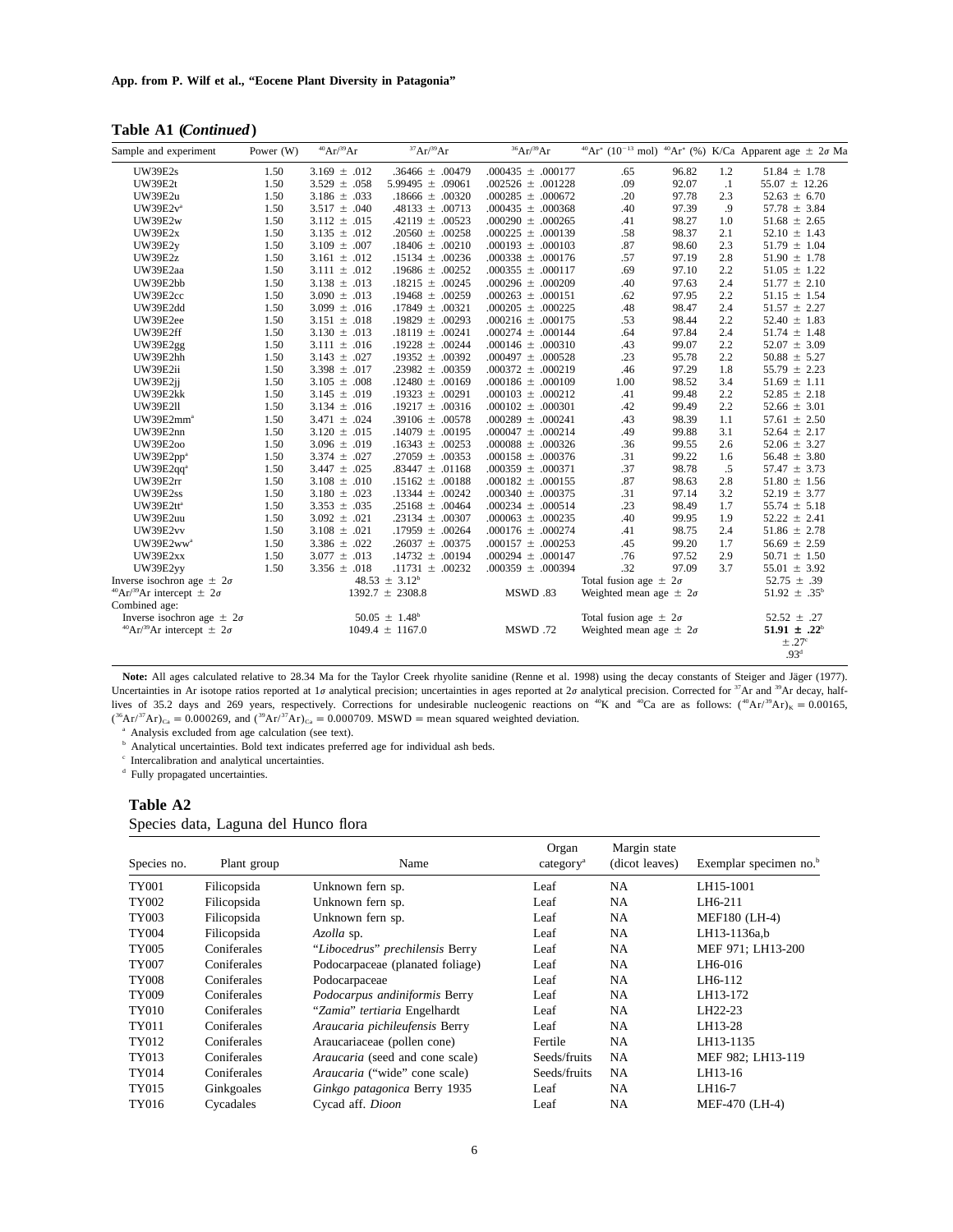**Table A1** (*Continued*)

| Sample and experiment | Power (W) | $^{40}Ar/^{39}Ar$ | $^{37}Ar/^{39}Ar$ | $^{36}Ar/^{39}Ar$ | $^{40}Ar^*$ ($10^{-13}$ mol) | $^{40}Ar^*$ (%) | K/Ca | Apparent age $\pm$ $2\sigma$ Ma |
|---|---|---|---|---|---|---|---|---|
| UW39E2s | 1.50 | 3.169 ± .012 | .36466 ± .00479 | .000435 ± .000177 | .65 | 96.82 | 1.2 | 51.84 ± 1.78 |
| UW39E2t | 1.50 | 3.529 ± .058 | 5.99495 ± .09061 | .002526 ± .001228 | .09 | 92.07 | .1 | 55.07 ± 12.26 |
| UW39E2u | 1.50 | 3.186 ± .033 | .18666 ± .00320 | .000285 ± .000672 | .20 | 97.78 | 2.3 | 52.63 ± 6.70 |
| UW39E2v[a] | 1.50 | 3.517 ± .040 | .48133 ± .00713 | .000435 ± .000368 | .40 | 97.39 | .9 | 57.78 ± 3.84 |
| UW39E2w | 1.50 | 3.112 ± .015 | .42119 ± .00523 | .000290 ± .000265 | .41 | 98.27 | 1.0 | 51.68 ± 2.65 |
| UW39E2x | 1.50 | 3.135 ± .012 | .20560 ± .00258 | .000225 ± .000139 | .58 | 98.37 | 2.1 | 52.10 ± 1.43 |
| UW39E2y | 1.50 | 3.109 ± .007 | .18406 ± .00210 | .000193 ± .000103 | .87 | 98.60 | 2.3 | 51.79 ± 1.04 |
| UW39E2z | 1.50 | 3.161 ± .012 | .15134 ± .00236 | .000338 ± .000176 | .57 | 97.19 | 2.8 | 51.90 ± 1.78 |
| UW39E2aa | 1.50 | 3.111 ± .012 | .19686 ± .00252 | .000355 ± .000117 | .69 | 97.10 | 2.2 | 51.05 ± 1.22 |
| UW39E2bb | 1.50 | 3.138 ± .013 | .18215 ± .00245 | .000296 ± .000209 | .40 | 97.63 | 2.4 | 51.77 ± 2.10 |
| UW39E2cc | 1.50 | 3.090 ± .013 | .19468 ± .00259 | .000263 ± .000151 | .62 | 97.95 | 2.2 | 51.15 ± 1.54 |
| UW39E2dd | 1.50 | 3.099 ± .016 | .17849 ± .00321 | .000205 ± .000225 | .48 | 98.47 | 2.4 | 51.57 ± 2.27 |
| UW39E2ee | 1.50 | 3.151 ± .018 | .19829 ± .00293 | .000216 ± .000175 | .53 | 98.44 | 2.2 | 52.40 ± 1.83 |
| UW39E2ff | 1.50 | 3.130 ± .013 | .18119 ± .00241 | .000274 ± .000144 | .64 | 97.84 | 2.4 | 51.74 ± 1.48 |
| UW39E2gg | 1.50 | 3.111 ± .016 | .19228 ± .00244 | .000146 ± .000310 | .43 | 99.07 | 2.2 | 52.07 ± 3.09 |
| UW39E2hh | 1.50 | 3.143 ± .027 | .19352 ± .00392 | .000497 ± .000528 | .23 | 95.78 | 2.2 | 50.88 ± 5.27 |
| UW39E2ii | 1.50 | 3.398 ± .017 | .23982 ± .00359 | .000372 ± .000219 | .46 | 97.29 | 1.8 | 55.79 ± 2.23 |
| UW39E2jj | 1.50 | 3.105 ± .008 | .12480 ± .00169 | .000186 ± .000109 | 1.00 | 98.52 | 3.4 | 51.69 ± 1.11 |
| UW39E2kk | 1.50 | 3.145 ± .019 | .19323 ± .00291 | .000103 ± .000212 | .41 | 99.48 | 2.2 | 52.85 ± 2.18 |
| UW39E2ll | 1.50 | 3.134 ± .016 | .19217 ± .00316 | .000102 ± .000301 | .42 | 99.49 | 2.2 | 52.66 ± 3.01 |
| UW39E2mm[a] | 1.50 | 3.471 ± .024 | .39106 ± .00578 | .000289 ± .000241 | .43 | 98.39 | 1.1 | 57.61 ± 2.50 |
| UW39E2nn | 1.50 | 3.120 ± .015 | .14079 ± .00195 | .000047 ± .000214 | .49 | 99.88 | 3.1 | 52.64 ± 2.17 |
| UW39E2oo | 1.50 | 3.096 ± .019 | .16343 ± .00253 | .000088 ± .000326 | .36 | 99.55 | 2.6 | 52.06 ± 3.27 |
| UW39E2pp[a] | 1.50 | 3.374 ± .027 | .27059 ± .00353 | .000158 ± .000376 | .31 | 99.22 | 1.6 | 56.48 ± 3.80 |
| UW39E2qq[a] | 1.50 | 3.447 ± .025 | .83447 ± .01168 | .000359 ± .000371 | .37 | 98.78 | .5 | 57.47 ± 3.73 |
| UW39E2rr | 1.50 | 3.108 ± .010 | .15162 ± .00188 | .000182 ± .000155 | .87 | 98.63 | 2.8 | 51.80 ± 1.56 |
| UW39E2ss | 1.50 | 3.180 ± .023 | .13344 ± .00242 | .000340 ± .000375 | .31 | 97.14 | 3.2 | 52.19 ± 3.77 |
| UW39E2tt[a] | 1.50 | 3.353 ± .035 | .25168 ± .00464 | .000234 ± .000514 | .23 | 98.49 | 1.7 | 55.74 ± 5.18 |
| UW39E2uu | 1.50 | 3.092 ± .021 | .23134 ± .00307 | .000063 ± .000235 | .40 | 99.95 | 1.9 | 52.22 ± 2.41 |
| UW39E2vv | 1.50 | 3.108 ± .021 | .17959 ± .00264 | .000176 ± .000274 | .41 | 98.75 | 2.4 | 51.86 ± 2.78 |
| UW39E2ww[a] | 1.50 | 3.386 ± .022 | .26037 ± .00375 | .000157 ± .000253 | .45 | 99.20 | 1.7 | 56.69 ± 2.59 |
| UW39E2xx | 1.50 | 3.077 ± .013 | .14732 ± .00194 | .000294 ± .000147 | .76 | 97.52 | 2.9 | 50.71 ± 1.50 |
| UW39E2yy | 1.50 | 3.356 ± .018 | .11731 ± .00232 | .000359 ± .000394 | .32 | 97.09 | 3.7 | 55.01 ± 3.92 |
| Inverse isochron age ± $2\sigma$ | | | 48.53 ± 3.12[b] | | Total fusion age ± $2\sigma$ | | | 52.75 ± .39 |
| $^{40}Ar/^{39}Ar$ intercept ± $2\sigma$ | | | 1392.7 ± 2308.8 | MSWD .83 | Weighted mean age ± $2\sigma$ | | | 51.92 ± .35[b] |
| Combined age: | | | | | | | | |
| Inverse isochron age ± $2\sigma$ | | | 50.05 ± 1.48[b] | | Total fusion age ± $2\sigma$ | | | 52.52 ± .27 |
| $^{40}Ar/^{39}Ar$ intercept ± $2\sigma$ | | | 1049.4 ± 1167.0 | MSWD .72 | Weighted mean age ± $2\sigma$ | | | **51.91 ± .22**[b] |
| | | | | | | | | ± .27[c] |
| | | | | | | | | .93[d] |

**Note:** All ages calculated relative to 28.34 Ma for the Taylor Creek rhyolite sanidine (Renne et al. 1998) using the decay constants of Steiger and Jäger (1977). Uncertainties in Ar isotope ratios reported at $1\sigma$ analytical precision; uncertainties in ages reported at $2\sigma$ analytical precision. Corrected for $^{37}Ar$ and $^{39}Ar$ decay, half-lives of 35.2 days and 269 years, respectively. Corrections for undesirable nucleogenic reactions on $^{40}K$ and $^{40}Ca$ are as follows: $(^{40}Ar/^{39}Ar)_K = 0.00165$, $(^{36}Ar/^{37}Ar)_{Ca} = 0.000269$, and $(^{39}Ar/^{37}Ar)_{Ca} = 0.000709$. MSWD = mean squared weighted deviation.

[a] Analysis excluded from age calculation (see text).

[b] Analytical uncertainties. Bold text indicates preferred age for individual ash beds.

[c] Intercalibration and analytical uncertainties.

[d] Fully propagated uncertainties.

**Table A2**

Species data, Laguna del Hunco flora

| Species no. | Plant group | Name | Organ category[a] | Margin state (dicot leaves) | Exemplar specimen no.[b] |
|---|---|---|---|---|---|
| TY001 | Filicopsida | Unknown fern sp. | Leaf | NA | LH15-1001 |
| TY002 | Filicopsida | Unknown fern sp. | Leaf | NA | LH6-211 |
| TY003 | Filicopsida | Unknown fern sp. | Leaf | NA | MEF180 (LH-4) |
| TY004 | Filicopsida | *Azolla* sp. | Leaf | NA | LH13-1136a,b |
| TY005 | Coniferales | "*Libocedrus*" *prechilensis* Berry | Leaf | NA | MEF 971; LH13-200 |
| TY007 | Coniferales | Podocarpaceae (planated foliage) | Leaf | NA | LH6-016 |
| TY008 | Coniferales | Podocarpaceae | Leaf | NA | LH6-112 |
| TY009 | Coniferales | *Podocarpus andiniformis* Berry | Leaf | NA | LH13-172 |
| TY010 | Coniferales | "*Zamia*" *tertiaria* Engelhardt | Leaf | NA | LH22-23 |
| TY011 | Coniferales | *Araucaria pichileufensis* Berry | Leaf | NA | LH13-28 |
| TY012 | Coniferales | Araucariaceae (pollen cone) | Fertile | NA | LH13-1135 |
| TY013 | Coniferales | *Araucaria* (seed and cone scale) | Seeds/fruits | NA | MEF 982; LH13-119 |
| TY014 | Coniferales | *Araucaria* ("wide" cone scale) | Seeds/fruits | NA | LH13-16 |
| TY015 | Ginkgoales | *Ginkgo patagonica* Berry 1935 | Leaf | NA | LH16-7 |
| TY016 | Cycadales | Cycad aff. *Dioon* | Leaf | NA | MEF-470 (LH-4) |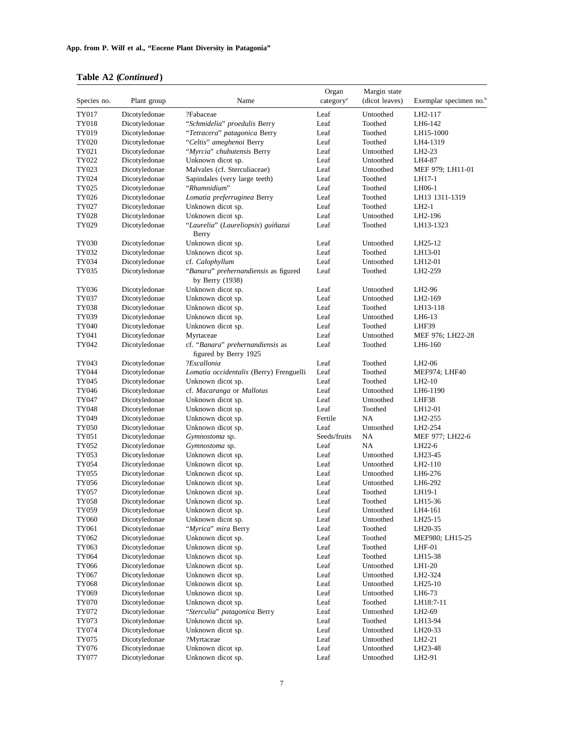**Table A2** (*Continued*)

| Species no. | Plant group | Name | Organ category[a] | Margin state (dicot leaves) | Exemplar specimen no.[b] |
| --- | --- | --- | --- | --- | --- |
| TY017 | Dicotyledonae | ?Fabaceae | Leaf | Untoothed | LH2-117 |
| TY018 | Dicotyledonae | "*Schmidelia*" *proedulis* Berry | Leaf | Toothed | LH6-142 |
| TY019 | Dicotyledonae | "*Tetracera*" *patagonica* Berry | Leaf | Toothed | LH15-1000 |
| TY020 | Dicotyledonae | "*Celtis*" *ameghenoi* Berry | Leaf | Toothed | LH4-1319 |
| TY021 | Dicotyledonae | "*Myrcia*" *chubutensis* Berry | Leaf | Untoothed | LH2-23 |
| TY022 | Dicotyledonae | Unknown dicot sp. | Leaf | Untoothed | LH4-87 |
| TY023 | Dicotyledonae | Malvales (cf. Sterculiaceae) | Leaf | Untoothed | MEF 979; LH11-01 |
| TY024 | Dicotyledonae | Sapindales (very large teeth) | Leaf | Toothed | LH17-1 |
| TY025 | Dicotyledonae | "*Rhamnidium*" | Leaf | Toothed | LH06-1 |
| TY026 | Dicotyledonae | *Lomatia preferruginea* Berry | Leaf | Toothed | LH13 1311-1319 |
| TY027 | Dicotyledonae | Unknown dicot sp. | Leaf | Toothed | LH2-1 |
| TY028 | Dicotyledonae | Unknown dicot sp. | Leaf | Untoothed | LH2-196 |
| TY029 | Dicotyledonae | "*Laurelia*" (*Laureliopsis*) *guiñazui* Berry | Leaf | Toothed | LH13-1323 |
| TY030 | Dicotyledonae | Unknown dicot sp. | Leaf | Untoothed | LH25-12 |
| TY032 | Dicotyledonae | Unknown dicot sp. | Leaf | Toothed | LH13-01 |
| TY034 | Dicotyledonae | cf. *Calophyllum* | Leaf | Untoothed | LH12-01 |
| TY035 | Dicotyledonae | "*Banara*" *prehernandiensis* as figured by Berry (1938) | Leaf | Toothed | LH2-259 |
| TY036 | Dicotyledonae | Unknown dicot sp. | Leaf | Untoothed | LH2-96 |
| TY037 | Dicotyledonae | Unknown dicot sp. | Leaf | Untoothed | LH2-169 |
| TY038 | Dicotyledonae | Unknown dicot sp. | Leaf | Toothed | LH13-118 |
| TY039 | Dicotyledonae | Unknown dicot sp. | Leaf | Untoothed | LH6-13 |
| TY040 | Dicotyledonae | Unknown dicot sp. | Leaf | Toothed | LHF39 |
| TY041 | Dicotyledonae | Myrtaceae | Leaf | Untoothed | MEF 976; LH22-28 |
| TY042 | Dicotyledonae | cf. "*Banara*" *prehernandiensis* as figured by Berry 1925 | Leaf | Toothed | LH6-160 |
| TY043 | Dicotyledonae | ?*Escallonia* | Leaf | Toothed | LH2-06 |
| TY044 | Dicotyledonae | *Lomatia occidentalis* (Berry) Frenguelli | Leaf | Toothed | MEF974; LHF40 |
| TY045 | Dicotyledonae | Unknown dicot sp. | Leaf | Toothed | LH2-10 |
| TY046 | Dicotyledonae | cf. *Macaranga* or *Mallotus* | Leaf | Untoothed | LH6-1190 |
| TY047 | Dicotyledonae | Unknown dicot sp. | Leaf | Untoothed | LHF38 |
| TY048 | Dicotyledonae | Unknown dicot sp. | Leaf | Toothed | LH12-01 |
| TY049 | Dicotyledonae | Unknown dicot sp. | Fertile | NA | LH2-255 |
| TY050 | Dicotyledonae | Unknown dicot sp. | Leaf | Untoothed | LH2-254 |
| TY051 | Dicotyledonae | *Gymnostoma* sp. | Seeds/fruits | NA | MEF 977; LH22-6 |
| TY052 | Dicotyledonae | *Gymnostoma* sp. | Leaf | NA | LH22-6 |
| TY053 | Dicotyledonae | Unknown dicot sp. | Leaf | Untoothed | LH23-45 |
| TY054 | Dicotyledonae | Unknown dicot sp. | Leaf | Untoothed | LH2-110 |
| TY055 | Dicotyledonae | Unknown dicot sp. | Leaf | Untoothed | LH6-276 |
| TY056 | Dicotyledonae | Unknown dicot sp. | Leaf | Untoothed | LH6-292 |
| TY057 | Dicotyledonae | Unknown dicot sp. | Leaf | Toothed | LH19-1 |
| TY058 | Dicotyledonae | Unknown dicot sp. | Leaf | Toothed | LH15-36 |
| TY059 | Dicotyledonae | Unknown dicot sp. | Leaf | Untoothed | LH4-161 |
| TY060 | Dicotyledonae | Unknown dicot sp. | Leaf | Untoothed | LH25-15 |
| TY061 | Dicotyledonae | "*Myrica*" *mira* Berry | Leaf | Toothed | LH20-35 |
| TY062 | Dicotyledonae | Unknown dicot sp. | Leaf | Toothed | MEF980; LH15-25 |
| TY063 | Dicotyledonae | Unknown dicot sp. | Leaf | Toothed | LHF-01 |
| TY064 | Dicotyledonae | Unknown dicot sp. | Leaf | Toothed | LH15-38 |
| TY066 | Dicotyledonae | Unknown dicot sp. | Leaf | Untoothed | LH1-20 |
| TY067 | Dicotyledonae | Unknown dicot sp. | Leaf | Untoothed | LH2-324 |
| TY068 | Dicotyledonae | Unknown dicot sp. | Leaf | Untoothed | LH25-10 |
| TY069 | Dicotyledonae | Unknown dicot sp. | Leaf | Untoothed | LH6-73 |
| TY070 | Dicotyledonae | Unknown dicot sp. | Leaf | Toothed | LH18:7-11 |
| TY072 | Dicotyledonae | "*Sterculia*" *patagonica* Berry | Leaf | Untoothed | LH2-69 |
| TY073 | Dicotyledonae | Unknown dicot sp. | Leaf | Toothed | LH13-94 |
| TY074 | Dicotyledonae | Unknown dicot sp. | Leaf | Untoothed | LH20-33 |
| TY075 | Dicotyledonae | ?Myrtaceae | Leaf | Untoothed | LH2-21 |
| TY076 | Dicotyledonae | Unknown dicot sp. | Leaf | Untoothed | LH23-48 |
| TY077 | Dicotyledonae | Unknown dicot sp. | Leaf | Untoothed | LH2-91 |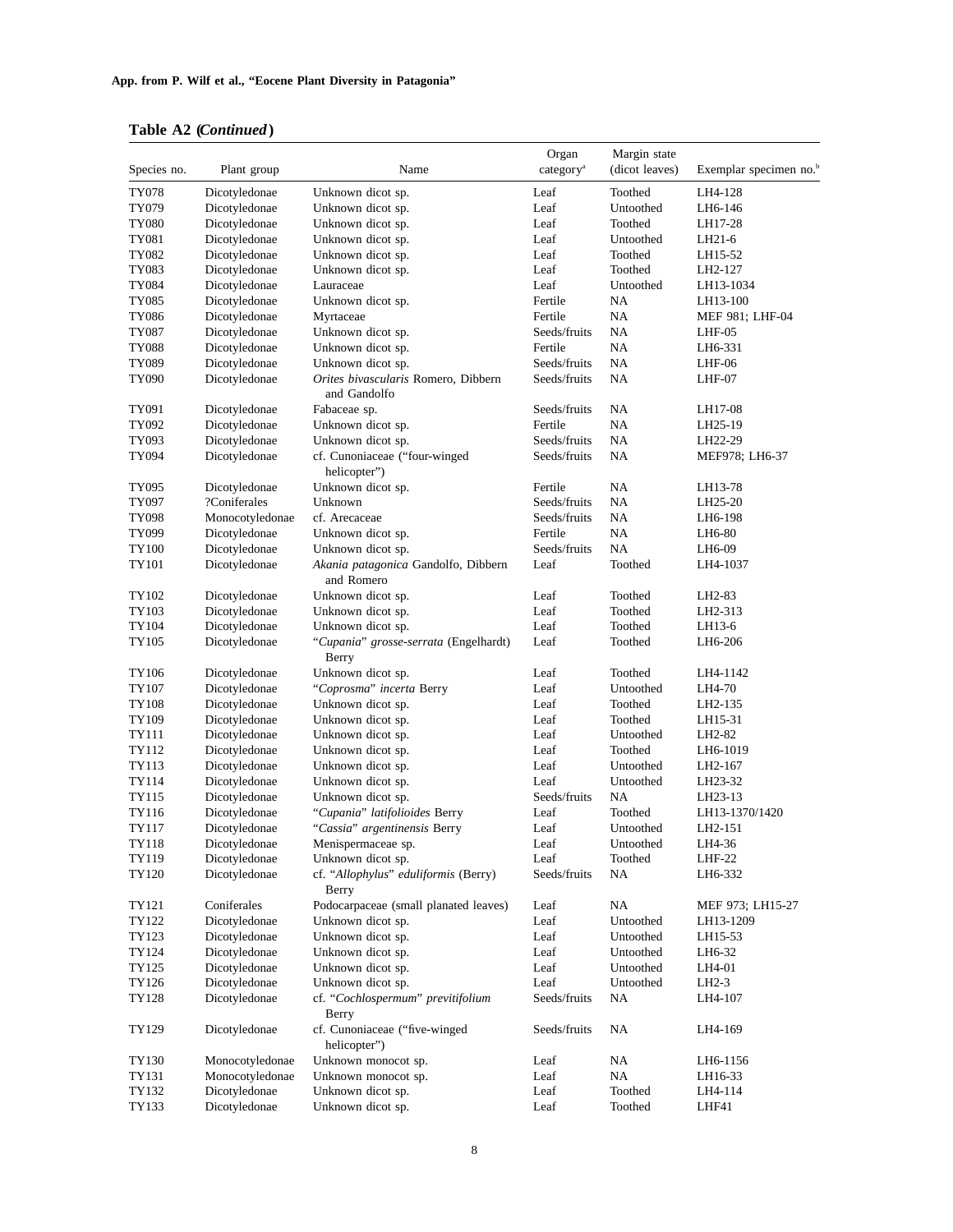**Table A2 (*Continued*)**

| Species no. | Plant group | Name | Organ category[a] | Margin state (dicot leaves) | Exemplar specimen no.[b] |
|---|---|---|---|---|---|
| TY078 | Dicotyledonae | Unknown dicot sp. | Leaf | Toothed | LH4-128 |
| TY079 | Dicotyledonae | Unknown dicot sp. | Leaf | Untoothed | LH6-146 |
| TY080 | Dicotyledonae | Unknown dicot sp. | Leaf | Toothed | LH17-28 |
| TY081 | Dicotyledonae | Unknown dicot sp. | Leaf | Untoothed | LH21-6 |
| TY082 | Dicotyledonae | Unknown dicot sp. | Leaf | Toothed | LH15-52 |
| TY083 | Dicotyledonae | Unknown dicot sp. | Leaf | Toothed | LH2-127 |
| TY084 | Dicotyledonae | Lauraceae | Leaf | Untoothed | LH13-1034 |
| TY085 | Dicotyledonae | Unknown dicot sp. | Fertile | NA | LH13-100 |
| TY086 | Dicotyledonae | Myrtaceae | Fertile | NA | MEF 981; LHF-04 |
| TY087 | Dicotyledonae | Unknown dicot sp. | Seeds/fruits | NA | LHF-05 |
| TY088 | Dicotyledonae | Unknown dicot sp. | Fertile | NA | LH6-331 |
| TY089 | Dicotyledonae | Unknown dicot sp. | Seeds/fruits | NA | LHF-06 |
| TY090 | Dicotyledonae | *Orites bivascularis* Romero, Dibbern and Gandolfo | Seeds/fruits | NA | LHF-07 |
| TY091 | Dicotyledonae | Fabaceae sp. | Seeds/fruits | NA | LH17-08 |
| TY092 | Dicotyledonae | Unknown dicot sp. | Fertile | NA | LH25-19 |
| TY093 | Dicotyledonae | Unknown dicot sp. | Seeds/fruits | NA | LH22-29 |
| TY094 | Dicotyledonae | cf. Cunoniaceae ("four-winged helicopter") | Seeds/fruits | NA | MEF978; LH6-37 |
| TY095 | Dicotyledonae | Unknown dicot sp. | Fertile | NA | LH13-78 |
| TY097 | ?Coniferales | Unknown | Seeds/fruits | NA | LH25-20 |
| TY098 | Monocotyledonae | cf. Arecaceae | Seeds/fruits | NA | LH6-198 |
| TY099 | Dicotyledonae | Unknown dicot sp. | Fertile | NA | LH6-80 |
| TY100 | Dicotyledonae | Unknown dicot sp. | Seeds/fruits | NA | LH6-09 |
| TY101 | Dicotyledonae | *Akania patagonica* Gandolfo, Dibbern and Romero | Leaf | Toothed | LH4-1037 |
| TY102 | Dicotyledonae | Unknown dicot sp. | Leaf | Toothed | LH2-83 |
| TY103 | Dicotyledonae | Unknown dicot sp. | Leaf | Toothed | LH2-313 |
| TY104 | Dicotyledonae | Unknown dicot sp. | Leaf | Toothed | LH13-6 |
| TY105 | Dicotyledonae | "*Cupania*" *grosse-serrata* (Engelhardt) Berry | Leaf | Toothed | LH6-206 |
| TY106 | Dicotyledonae | Unknown dicot sp. | Leaf | Toothed | LH4-1142 |
| TY107 | Dicotyledonae | "*Coprosma*" *incerta* Berry | Leaf | Untoothed | LH4-70 |
| TY108 | Dicotyledonae | Unknown dicot sp. | Leaf | Toothed | LH2-135 |
| TY109 | Dicotyledonae | Unknown dicot sp. | Leaf | Toothed | LH15-31 |
| TY111 | Dicotyledonae | Unknown dicot sp. | Leaf | Untoothed | LH2-82 |
| TY112 | Dicotyledonae | Unknown dicot sp. | Leaf | Toothed | LH6-1019 |
| TY113 | Dicotyledonae | Unknown dicot sp. | Leaf | Untoothed | LH2-167 |
| TY114 | Dicotyledonae | Unknown dicot sp. | Leaf | Untoothed | LH23-32 |
| TY115 | Dicotyledonae | Unknown dicot sp. | Seeds/fruits | NA | LH23-13 |
| TY116 | Dicotyledonae | "*Cupania*" *latifolioides* Berry | Leaf | Toothed | LH13-1370/1420 |
| TY117 | Dicotyledonae | "*Cassia*" *argentinensis* Berry | Leaf | Untoothed | LH2-151 |
| TY118 | Dicotyledonae | Menispermaceae sp. | Leaf | Untoothed | LH4-36 |
| TY119 | Dicotyledonae | Unknown dicot sp. | Leaf | Toothed | LHF-22 |
| TY120 | Dicotyledonae | cf. "*Allophylus*" *eduliformis* (Berry) Berry | Seeds/fruits | NA | LH6-332 |
| TY121 | Coniferales | Podocarpaceae (small planated leaves) | Leaf | NA | MEF 973; LH15-27 |
| TY122 | Dicotyledonae | Unknown dicot sp. | Leaf | Untoothed | LH13-1209 |
| TY123 | Dicotyledonae | Unknown dicot sp. | Leaf | Untoothed | LH15-53 |
| TY124 | Dicotyledonae | Unknown dicot sp. | Leaf | Untoothed | LH6-32 |
| TY125 | Dicotyledonae | Unknown dicot sp. | Leaf | Untoothed | LH4-01 |
| TY126 | Dicotyledonae | Unknown dicot sp. | Leaf | Untoothed | LH2-3 |
| TY128 | Dicotyledonae | cf. "*Cochlospermum*" *previtifolium* Berry | Seeds/fruits | NA | LH4-107 |
| TY129 | Dicotyledonae | cf. Cunoniaceae ("five-winged helicopter") | Seeds/fruits | NA | LH4-169 |
| TY130 | Monocotyledonae | Unknown monocot sp. | Leaf | NA | LH6-1156 |
| TY131 | Monocotyledonae | Unknown monocot sp. | Leaf | NA | LH16-33 |
| TY132 | Dicotyledonae | Unknown dicot sp. | Leaf | Toothed | LH4-114 |
| TY133 | Dicotyledonae | Unknown dicot sp. | Leaf | Toothed | LHF41 |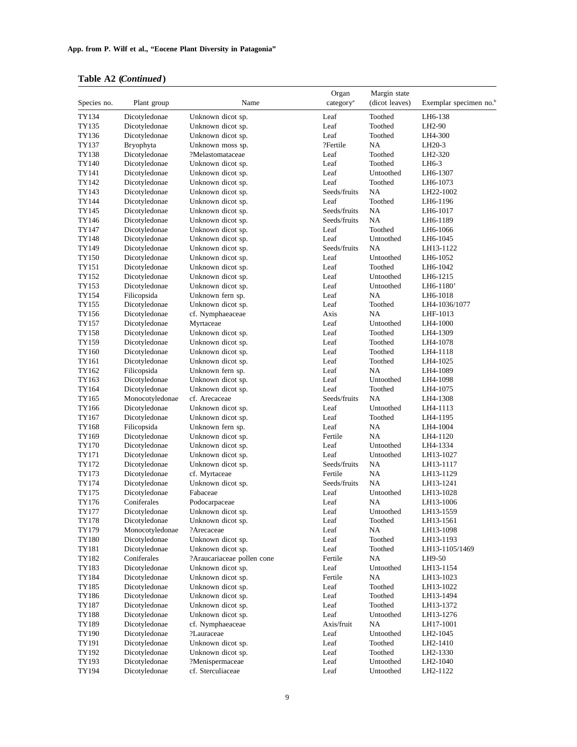**Table A2 (*Continued*)**

| Species no. | Plant group | Name | Organ category[a] | Margin state (dicot leaves) | Exemplar specimen no.[b] |
|---|---|---|---|---|---|
| TY134 | Dicotyledonae | Unknown dicot sp. | Leaf | Toothed | LH6-138 |
| TY135 | Dicotyledonae | Unknown dicot sp. | Leaf | Toothed | LH2-90 |
| TY136 | Dicotyledonae | Unknown dicot sp. | Leaf | Toothed | LH4-300 |
| TY137 | Bryophyta | Unknown moss sp. | ?Fertile | NA | LH20-3 |
| TY138 | Dicotyledonae | ?Melastomataceae | Leaf | Toothed | LH2-320 |
| TY140 | Dicotyledonae | Unknown dicot sp. | Leaf | Toothed | LH6-3 |
| TY141 | Dicotyledonae | Unknown dicot sp. | Leaf | Untoothed | LH6-1307 |
| TY142 | Dicotyledonae | Unknown dicot sp. | Leaf | Toothed | LH6-1073 |
| TY143 | Dicotyledonae | Unknown dicot sp. | Seeds/fruits | NA | LH22-1002 |
| TY144 | Dicotyledonae | Unknown dicot sp. | Leaf | Toothed | LH6-1196 |
| TY145 | Dicotyledonae | Unknown dicot sp. | Seeds/fruits | NA | LH6-1017 |
| TY146 | Dicotyledonae | Unknown dicot sp. | Seeds/fruits | NA | LH6-1189 |
| TY147 | Dicotyledonae | Unknown dicot sp. | Leaf | Toothed | LH6-1066 |
| TY148 | Dicotyledonae | Unknown dicot sp. | Leaf | Untoothed | LH6-1045 |
| TY149 | Dicotyledonae | Unknown dicot sp. | Seeds/fruits | NA | LH13-1122 |
| TY150 | Dicotyledonae | Unknown dicot sp. | Leaf | Untoothed | LH6-1052 |
| TY151 | Dicotyledonae | Unknown dicot sp. | Leaf | Toothed | LH6-1042 |
| TY152 | Dicotyledonae | Unknown dicot sp. | Leaf | Untoothed | LH6-1215 |
| TY153 | Dicotyledonae | Unknown dicot sp. | Leaf | Untoothed | LH6-1180’ |
| TY154 | Filicopsida | Unknown fern sp. | Leaf | NA | LH6-1018 |
| TY155 | Dicotyledonae | Unknown dicot sp. | Leaf | Toothed | LH4-1036/1077 |
| TY156 | Dicotyledonae | cf. Nymphaeaceae | Axis | NA | LHF-1013 |
| TY157 | Dicotyledonae | Myrtaceae | Leaf | Untoothed | LH4-1000 |
| TY158 | Dicotyledonae | Unknown dicot sp. | Leaf | Toothed | LH4-1309 |
| TY159 | Dicotyledonae | Unknown dicot sp. | Leaf | Toothed | LH4-1078 |
| TY160 | Dicotyledonae | Unknown dicot sp. | Leaf | Toothed | LH4-1118 |
| TY161 | Dicotyledonae | Unknown dicot sp. | Leaf | Toothed | LH4-1025 |
| TY162 | Filicopsida | Unknown fern sp. | Leaf | NA | LH4-1089 |
| TY163 | Dicotyledonae | Unknown dicot sp. | Leaf | Untoothed | LH4-1098 |
| TY164 | Dicotyledonae | Unknown dicot sp. | Leaf | Toothed | LH4-1075 |
| TY165 | Monocotyledonae | cf. Arecaceae | Seeds/fruits | NA | LH4-1308 |
| TY166 | Dicotyledonae | Unknown dicot sp. | Leaf | Untoothed | LH4-1113 |
| TY167 | Dicotyledonae | Unknown dicot sp. | Leaf | Toothed | LH4-1195 |
| TY168 | Filicopsida | Unknown fern sp. | Leaf | NA | LH4-1004 |
| TY169 | Dicotyledonae | Unknown dicot sp. | Fertile | NA | LH4-1120 |
| TY170 | Dicotyledonae | Unknown dicot sp. | Leaf | Untoothed | LH4-1334 |
| TY171 | Dicotyledonae | Unknown dicot sp. | Leaf | Untoothed | LH13-1027 |
| TY172 | Dicotyledonae | Unknown dicot sp. | Seeds/fruits | NA | LH13-1117 |
| TY173 | Dicotyledonae | cf. Myrtaceae | Fertile | NA | LH13-1129 |
| TY174 | Dicotyledonae | Unknown dicot sp. | Seeds/fruits | NA | LH13-1241 |
| TY175 | Dicotyledonae | Fabaceae | Leaf | Untoothed | LH13-1028 |
| TY176 | Coniferales | Podocarpaceae | Leaf | NA | LH13-1006 |
| TY177 | Dicotyledonae | Unknown dicot sp. | Leaf | Untoothed | LH13-1559 |
| TY178 | Dicotyledonae | Unknown dicot sp. | Leaf | Toothed | LH13-1561 |
| TY179 | Monocotyledonae | ?Arecaceae | Leaf | NA | LH13-1098 |
| TY180 | Dicotyledonae | Unknown dicot sp. | Leaf | Toothed | LH13-1193 |
| TY181 | Dicotyledonae | Unknown dicot sp. | Leaf | Toothed | LH13-1105/1469 |
| TY182 | Coniferales | ?Araucariaceae pollen cone | Fertile | NA | LH9-50 |
| TY183 | Dicotyledonae | Unknown dicot sp. | Leaf | Untoothed | LH13-1154 |
| TY184 | Dicotyledonae | Unknown dicot sp. | Fertile | NA | LH13-1023 |
| TY185 | Dicotyledonae | Unknown dicot sp. | Leaf | Toothed | LH13-1022 |
| TY186 | Dicotyledonae | Unknown dicot sp. | Leaf | Toothed | LH13-1494 |
| TY187 | Dicotyledonae | Unknown dicot sp. | Leaf | Toothed | LH13-1372 |
| TY188 | Dicotyledonae | Unknown dicot sp. | Leaf | Untoothed | LH13-1276 |
| TY189 | Dicotyledonae | cf. Nymphaeaceae | Axis/fruit | NA | LH17-1001 |
| TY190 | Dicotyledonae | ?Lauraceae | Leaf | Untoothed | LH2-1045 |
| TY191 | Dicotyledonae | Unknown dicot sp. | Leaf | Toothed | LH2-1410 |
| TY192 | Dicotyledonae | Unknown dicot sp. | Leaf | Toothed | LH2-1330 |
| TY193 | Dicotyledonae | ?Menispermaceae | Leaf | Untoothed | LH2-1040 |
| TY194 | Dicotyledonae | cf. Sterculiaceae | Leaf | Untoothed | LH2-1122 |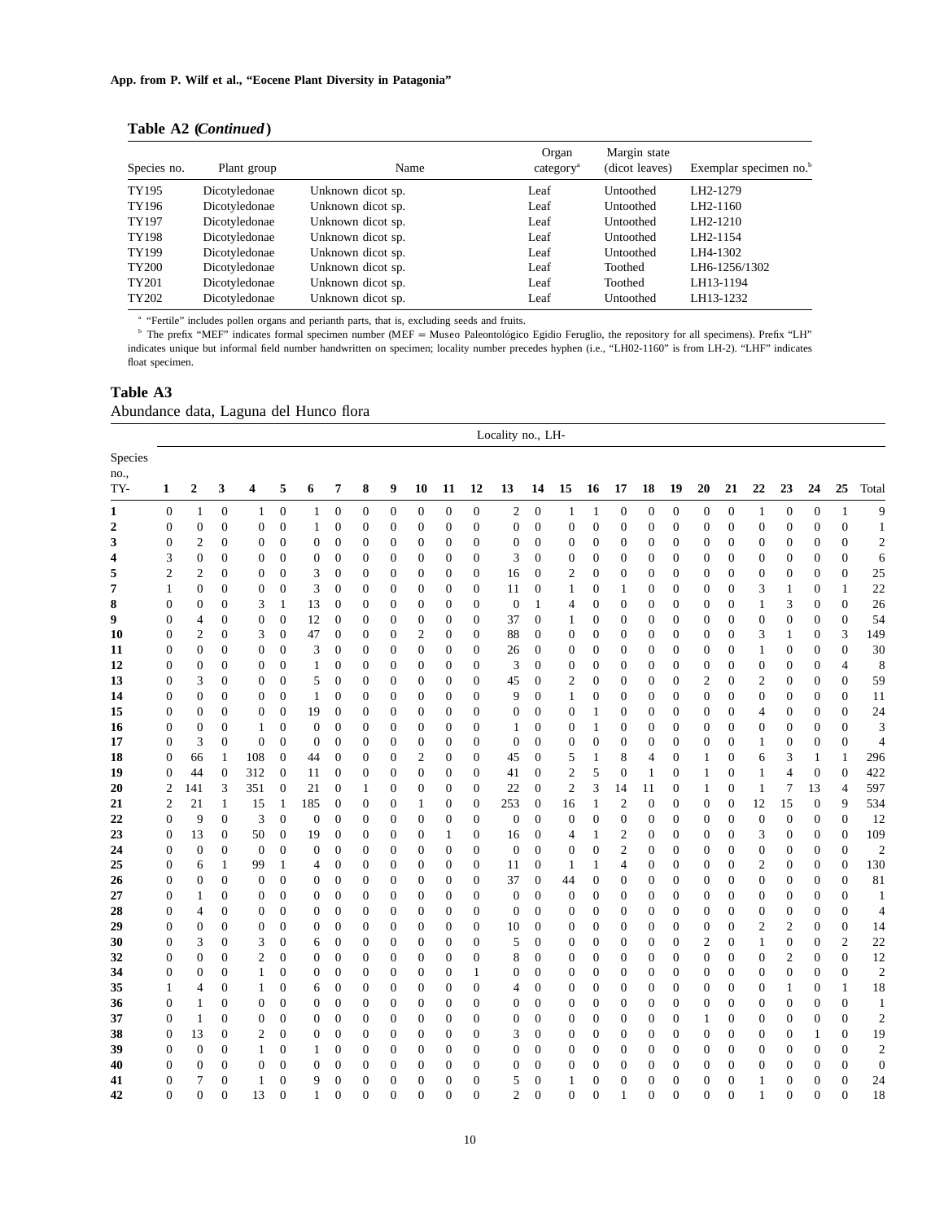**Table A2 (*Continued*)**

| Species no. | Plant group | Name | Organ category[a] | Margin state (dicot leaves) | Exemplar specimen no.[b] |
|---|---|---|---|---|---|
| TY195 | Dicotyledonae | Unknown dicot sp. | Leaf | Untoothed | LH2-1279 |
| TY196 | Dicotyledonae | Unknown dicot sp. | Leaf | Untoothed | LH2-1160 |
| TY197 | Dicotyledonae | Unknown dicot sp. | Leaf | Untoothed | LH2-1210 |
| TY198 | Dicotyledonae | Unknown dicot sp. | Leaf | Untoothed | LH2-1154 |
| TY199 | Dicotyledonae | Unknown dicot sp. | Leaf | Untoothed | LH4-1302 |
| TY200 | Dicotyledonae | Unknown dicot sp. | Leaf | Toothed | LH6-1256/1302 |
| TY201 | Dicotyledonae | Unknown dicot sp. | Leaf | Toothed | LH13-1194 |
| TY202 | Dicotyledonae | Unknown dicot sp. | Leaf | Untoothed | LH13-1232 |

[a] "Fertile" includes pollen organs and perianth parts, that is, excluding seeds and fruits.

[b] The prefix "MEF" indicates formal specimen number (MEF = Museo Paleontológico Egidio Feruglio, the repository for all specimens). Prefix "LH" indicates unique but informal field number handwritten on specimen; locality number precedes hyphen (i.e., "LH02-1160" is from LH-2). "LHF" indicates float specimen.

**Table A3**

Abundance data, Laguna del Hunco flora

| Species no., TY- | Locality no., LH- 1 | 2 | 3 | 4 | 5 | 6 | 7 | 8 | 9 | 10 | 11 | 12 | 13 | 14 | 15 | 16 | 17 | 18 | 19 | 20 | 21 | 22 | 23 | 24 | 25 | Total |
|---|---|---|---|---|---|---|---|---|---|---|---|---|---|---|---|---|---|---|---|---|---|---|---|---|---|---|
| **1** | 0 | 1 | 0 | 1 | 0 | 1 | 0 | 0 | 0 | 0 | 0 | 0 | 2 | 0 | 1 | 1 | 0 | 0 | 0 | 0 | 0 | 1 | 0 | 0 | 1 | 9 |
| **2** | 0 | 0 | 0 | 0 | 0 | 1 | 0 | 0 | 0 | 0 | 0 | 0 | 0 | 0 | 0 | 0 | 0 | 0 | 0 | 0 | 0 | 0 | 0 | 0 | 0 | 1 |
| **3** | 0 | 2 | 0 | 0 | 0 | 0 | 0 | 0 | 0 | 0 | 0 | 0 | 0 | 0 | 0 | 0 | 0 | 0 | 0 | 0 | 0 | 0 | 0 | 0 | 0 | 2 |
| **4** | 3 | 0 | 0 | 0 | 0 | 0 | 0 | 0 | 0 | 0 | 0 | 0 | 3 | 0 | 0 | 0 | 0 | 0 | 0 | 0 | 0 | 0 | 0 | 0 | 0 | 6 |
| **5** | 2 | 2 | 0 | 0 | 0 | 3 | 0 | 0 | 0 | 0 | 0 | 0 | 16 | 0 | 2 | 0 | 0 | 0 | 0 | 0 | 0 | 0 | 0 | 0 | 0 | 25 |
| **7** | 1 | 0 | 0 | 0 | 0 | 3 | 0 | 0 | 0 | 0 | 0 | 0 | 11 | 0 | 1 | 0 | 1 | 0 | 0 | 0 | 0 | 3 | 1 | 0 | 1 | 22 |
| **8** | 0 | 0 | 0 | 3 | 1 | 13 | 0 | 0 | 0 | 0 | 0 | 0 | 0 | 1 | 4 | 0 | 0 | 0 | 0 | 0 | 0 | 1 | 3 | 0 | 0 | 26 |
| **9** | 0 | 4 | 0 | 0 | 0 | 12 | 0 | 0 | 0 | 0 | 0 | 0 | 37 | 0 | 1 | 0 | 0 | 0 | 0 | 0 | 0 | 0 | 0 | 0 | 0 | 54 |
| **10** | 0 | 2 | 0 | 3 | 0 | 47 | 0 | 0 | 0 | 2 | 0 | 0 | 88 | 0 | 0 | 0 | 0 | 0 | 0 | 0 | 0 | 3 | 1 | 0 | 3 | 149 |
| **11** | 0 | 0 | 0 | 0 | 0 | 3 | 0 | 0 | 0 | 0 | 0 | 0 | 26 | 0 | 0 | 0 | 0 | 0 | 0 | 0 | 0 | 1 | 0 | 0 | 0 | 30 |
| **12** | 0 | 0 | 0 | 0 | 0 | 1 | 0 | 0 | 0 | 0 | 0 | 0 | 3 | 0 | 0 | 0 | 0 | 0 | 0 | 0 | 0 | 0 | 0 | 0 | 4 | 8 |
| **13** | 0 | 3 | 0 | 0 | 0 | 5 | 0 | 0 | 0 | 0 | 0 | 0 | 45 | 0 | 2 | 0 | 0 | 0 | 0 | 2 | 0 | 2 | 0 | 0 | 0 | 59 |
| **14** | 0 | 0 | 0 | 0 | 0 | 1 | 0 | 0 | 0 | 0 | 0 | 0 | 9 | 0 | 1 | 0 | 0 | 0 | 0 | 0 | 0 | 0 | 0 | 0 | 0 | 11 |
| **15** | 0 | 0 | 0 | 0 | 0 | 19 | 0 | 0 | 0 | 0 | 0 | 0 | 0 | 0 | 0 | 1 | 0 | 0 | 0 | 0 | 0 | 4 | 0 | 0 | 0 | 24 |
| **16** | 0 | 0 | 0 | 1 | 0 | 0 | 0 | 0 | 0 | 0 | 0 | 0 | 1 | 0 | 0 | 1 | 0 | 0 | 0 | 0 | 0 | 0 | 0 | 0 | 0 | 3 |
| **17** | 0 | 3 | 0 | 0 | 0 | 0 | 0 | 0 | 0 | 0 | 0 | 0 | 0 | 0 | 0 | 0 | 0 | 0 | 0 | 0 | 0 | 1 | 0 | 0 | 0 | 4 |
| **18** | 0 | 66 | 1 | 108 | 0 | 44 | 0 | 0 | 0 | 2 | 0 | 0 | 45 | 0 | 5 | 1 | 8 | 4 | 0 | 1 | 0 | 6 | 3 | 1 | 1 | 296 |
| **19** | 0 | 44 | 0 | 312 | 0 | 11 | 0 | 0 | 0 | 0 | 0 | 0 | 41 | 0 | 2 | 5 | 0 | 1 | 0 | 1 | 0 | 1 | 4 | 0 | 0 | 422 |
| **20** | 2 | 141 | 3 | 351 | 0 | 21 | 0 | 1 | 0 | 0 | 0 | 0 | 22 | 0 | 2 | 3 | 14 | 11 | 0 | 1 | 0 | 1 | 7 | 13 | 4 | 597 |
| **21** | 2 | 21 | 1 | 15 | 1 | 185 | 0 | 0 | 0 | 1 | 0 | 0 | 253 | 0 | 16 | 1 | 2 | 0 | 0 | 0 | 0 | 12 | 15 | 0 | 9 | 534 |
| **22** | 0 | 9 | 0 | 3 | 0 | 0 | 0 | 0 | 0 | 0 | 0 | 0 | 0 | 0 | 0 | 0 | 0 | 0 | 0 | 0 | 0 | 0 | 0 | 0 | 0 | 12 |
| **23** | 0 | 13 | 0 | 50 | 0 | 19 | 0 | 0 | 0 | 0 | 1 | 0 | 16 | 0 | 4 | 1 | 2 | 0 | 0 | 0 | 0 | 3 | 0 | 0 | 0 | 109 |
| **24** | 0 | 0 | 0 | 0 | 0 | 0 | 0 | 0 | 0 | 0 | 0 | 0 | 0 | 0 | 0 | 0 | 2 | 0 | 0 | 0 | 0 | 0 | 0 | 0 | 0 | 2 |
| **25** | 0 | 6 | 1 | 99 | 1 | 4 | 0 | 0 | 0 | 0 | 0 | 0 | 11 | 0 | 1 | 1 | 4 | 0 | 0 | 0 | 0 | 2 | 0 | 0 | 0 | 130 |
| **26** | 0 | 0 | 0 | 0 | 0 | 0 | 0 | 0 | 0 | 0 | 0 | 0 | 37 | 0 | 44 | 0 | 0 | 0 | 0 | 0 | 0 | 0 | 0 | 0 | 0 | 81 |
| **27** | 0 | 1 | 0 | 0 | 0 | 0 | 0 | 0 | 0 | 0 | 0 | 0 | 0 | 0 | 0 | 0 | 0 | 0 | 0 | 0 | 0 | 0 | 0 | 0 | 0 | 1 |
| **28** | 0 | 4 | 0 | 0 | 0 | 0 | 0 | 0 | 0 | 0 | 0 | 0 | 0 | 0 | 0 | 0 | 0 | 0 | 0 | 0 | 0 | 0 | 0 | 0 | 0 | 4 |
| **29** | 0 | 0 | 0 | 0 | 0 | 0 | 0 | 0 | 0 | 0 | 0 | 0 | 10 | 0 | 0 | 0 | 0 | 0 | 0 | 0 | 0 | 2 | 2 | 0 | 0 | 14 |
| **30** | 0 | 3 | 0 | 3 | 0 | 6 | 0 | 0 | 0 | 0 | 0 | 0 | 5 | 0 | 0 | 0 | 0 | 0 | 0 | 2 | 0 | 1 | 0 | 0 | 2 | 22 |
| **32** | 0 | 0 | 0 | 2 | 0 | 0 | 0 | 0 | 0 | 0 | 0 | 0 | 8 | 0 | 0 | 0 | 0 | 0 | 0 | 0 | 0 | 0 | 2 | 0 | 0 | 12 |
| **34** | 0 | 0 | 0 | 1 | 0 | 0 | 0 | 0 | 0 | 0 | 0 | 1 | 0 | 0 | 0 | 0 | 0 | 0 | 0 | 0 | 0 | 0 | 0 | 0 | 0 | 2 |
| **35** | 1 | 4 | 0 | 1 | 0 | 6 | 0 | 0 | 0 | 0 | 0 | 0 | 4 | 0 | 0 | 0 | 0 | 0 | 0 | 0 | 0 | 0 | 1 | 0 | 1 | 18 |
| **36** | 0 | 1 | 0 | 0 | 0 | 0 | 0 | 0 | 0 | 0 | 0 | 0 | 0 | 0 | 0 | 0 | 0 | 0 | 0 | 0 | 0 | 0 | 0 | 0 | 0 | 1 |
| **37** | 0 | 1 | 0 | 0 | 0 | 0 | 0 | 0 | 0 | 0 | 0 | 0 | 0 | 0 | 0 | 0 | 0 | 0 | 0 | 1 | 0 | 0 | 0 | 0 | 0 | 2 |
| **38** | 0 | 13 | 0 | 2 | 0 | 0 | 0 | 0 | 0 | 0 | 0 | 0 | 3 | 0 | 0 | 0 | 0 | 0 | 0 | 0 | 0 | 0 | 0 | 1 | 0 | 19 |
| **39** | 0 | 0 | 0 | 1 | 0 | 1 | 0 | 0 | 0 | 0 | 0 | 0 | 0 | 0 | 0 | 0 | 0 | 0 | 0 | 0 | 0 | 0 | 0 | 0 | 0 | 2 |
| **40** | 0 | 0 | 0 | 0 | 0 | 0 | 0 | 0 | 0 | 0 | 0 | 0 | 0 | 0 | 0 | 0 | 0 | 0 | 0 | 0 | 0 | 0 | 0 | 0 | 0 | 0 |
| **41** | 0 | 7 | 0 | 1 | 0 | 9 | 0 | 0 | 0 | 0 | 0 | 0 | 5 | 0 | 1 | 0 | 0 | 0 | 0 | 0 | 0 | 1 | 0 | 0 | 0 | 24 |
| **42** | 0 | 0 | 0 | 13 | 0 | 1 | 0 | 0 | 0 | 0 | 0 | 0 | 2 | 0 | 0 | 0 | 1 | 0 | 0 | 0 | 0 | 1 | 0 | 0 | 0 | 18 |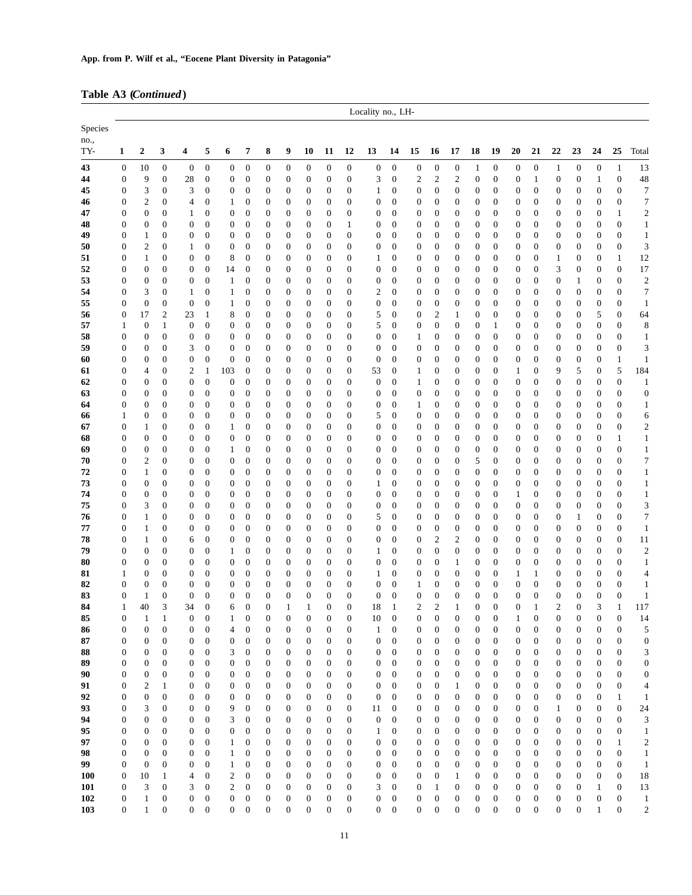**Table A3 (*Continued*)**

| Species no., TY- | Locality no., LH- | | | | | | | | | | | | | | | | | | | | | | | | | |
|---|---|---|---|---|---|---|---|---|---|---|---|---|---|---|---|---|---|---|---|---|---|---|---|---|---|---|
| | 1 | 2 | 3 | 4 | 5 | 6 | 7 | 8 | 9 | 10 | 11 | 12 | 13 | 14 | 15 | 16 | 17 | 18 | 19 | 20 | 21 | 22 | 23 | 24 | 25 | Total |
| **43** | 0 | 10 | 0 | 0 | 0 | 0 | 0 | 0 | 0 | 0 | 0 | 0 | 0 | 0 | 0 | 0 | 0 | 1 | 0 | 0 | 0 | 1 | 0 | 0 | 1 | 13 |
| **44** | 0 | 9 | 0 | 28 | 0 | 0 | 0 | 0 | 0 | 0 | 0 | 0 | 3 | 0 | 2 | 2 | 2 | 0 | 0 | 0 | 1 | 0 | 0 | 1 | 0 | 48 |
| **45** | 0 | 3 | 0 | 3 | 0 | 0 | 0 | 0 | 0 | 0 | 0 | 0 | 1 | 0 | 0 | 0 | 0 | 0 | 0 | 0 | 0 | 0 | 0 | 0 | 0 | 7 |
| **46** | 0 | 2 | 0 | 4 | 0 | 1 | 0 | 0 | 0 | 0 | 0 | 0 | 0 | 0 | 0 | 0 | 0 | 0 | 0 | 0 | 0 | 0 | 0 | 0 | 0 | 7 |
| **47** | 0 | 0 | 0 | 1 | 0 | 0 | 0 | 0 | 0 | 0 | 0 | 0 | 0 | 0 | 0 | 0 | 0 | 0 | 0 | 0 | 0 | 0 | 0 | 0 | 1 | 2 |
| **48** | 0 | 0 | 0 | 0 | 0 | 0 | 0 | 0 | 0 | 0 | 0 | 1 | 0 | 0 | 0 | 0 | 0 | 0 | 0 | 0 | 0 | 0 | 0 | 0 | 0 | 1 |
| **49** | 0 | 1 | 0 | 0 | 0 | 0 | 0 | 0 | 0 | 0 | 0 | 0 | 0 | 0 | 0 | 0 | 0 | 0 | 0 | 0 | 0 | 0 | 0 | 0 | 0 | 1 |
| **50** | 0 | 2 | 0 | 1 | 0 | 0 | 0 | 0 | 0 | 0 | 0 | 0 | 0 | 0 | 0 | 0 | 0 | 0 | 0 | 0 | 0 | 0 | 0 | 0 | 0 | 3 |
| **51** | 0 | 1 | 0 | 0 | 0 | 8 | 0 | 0 | 0 | 0 | 0 | 0 | 1 | 0 | 0 | 0 | 0 | 0 | 0 | 0 | 0 | 1 | 0 | 0 | 1 | 12 |
| **52** | 0 | 0 | 0 | 0 | 0 | 14 | 0 | 0 | 0 | 0 | 0 | 0 | 0 | 0 | 0 | 0 | 0 | 0 | 0 | 0 | 0 | 3 | 0 | 0 | 0 | 17 |
| **53** | 0 | 0 | 0 | 0 | 0 | 1 | 0 | 0 | 0 | 0 | 0 | 0 | 0 | 0 | 0 | 0 | 0 | 0 | 0 | 0 | 0 | 0 | 1 | 0 | 0 | 2 |
| **54** | 0 | 3 | 0 | 1 | 0 | 1 | 0 | 0 | 0 | 0 | 0 | 0 | 2 | 0 | 0 | 0 | 0 | 0 | 0 | 0 | 0 | 0 | 0 | 0 | 0 | 7 |
| **55** | 0 | 0 | 0 | 0 | 0 | 1 | 0 | 0 | 0 | 0 | 0 | 0 | 0 | 0 | 0 | 0 | 0 | 0 | 0 | 0 | 0 | 0 | 0 | 0 | 0 | 1 |
| **56** | 0 | 17 | 2 | 23 | 1 | 8 | 0 | 0 | 0 | 0 | 0 | 0 | 5 | 0 | 0 | 2 | 1 | 0 | 0 | 0 | 0 | 0 | 0 | 5 | 0 | 64 |
| **57** | 1 | 0 | 1 | 0 | 0 | 0 | 0 | 0 | 0 | 0 | 0 | 0 | 5 | 0 | 0 | 0 | 0 | 0 | 1 | 0 | 0 | 0 | 0 | 0 | 0 | 8 |
| **58** | 0 | 0 | 0 | 0 | 0 | 0 | 0 | 0 | 0 | 0 | 0 | 0 | 0 | 0 | 1 | 0 | 0 | 0 | 0 | 0 | 0 | 0 | 0 | 0 | 0 | 1 |
| **59** | 0 | 0 | 0 | 3 | 0 | 0 | 0 | 0 | 0 | 0 | 0 | 0 | 0 | 0 | 0 | 0 | 0 | 0 | 0 | 0 | 0 | 0 | 0 | 0 | 0 | 3 |
| **60** | 0 | 0 | 0 | 0 | 0 | 0 | 0 | 0 | 0 | 0 | 0 | 0 | 0 | 0 | 0 | 0 | 0 | 0 | 0 | 0 | 0 | 0 | 0 | 0 | 1 | 1 |
| **61** | 0 | 4 | 0 | 2 | 1 | 103 | 0 | 0 | 0 | 0 | 0 | 0 | 53 | 0 | 1 | 0 | 0 | 0 | 0 | 1 | 0 | 9 | 5 | 0 | 5 | 184 |
| **62** | 0 | 0 | 0 | 0 | 0 | 0 | 0 | 0 | 0 | 0 | 0 | 0 | 0 | 0 | 1 | 0 | 0 | 0 | 0 | 0 | 0 | 0 | 0 | 0 | 0 | 1 |
| **63** | 0 | 0 | 0 | 0 | 0 | 0 | 0 | 0 | 0 | 0 | 0 | 0 | 0 | 0 | 0 | 0 | 0 | 0 | 0 | 0 | 0 | 0 | 0 | 0 | 0 | 0 |
| **64** | 0 | 0 | 0 | 0 | 0 | 0 | 0 | 0 | 0 | 0 | 0 | 0 | 0 | 0 | 1 | 0 | 0 | 0 | 0 | 0 | 0 | 0 | 0 | 0 | 0 | 1 |
| **66** | 1 | 0 | 0 | 0 | 0 | 0 | 0 | 0 | 0 | 0 | 0 | 0 | 5 | 0 | 0 | 0 | 0 | 0 | 0 | 0 | 0 | 0 | 0 | 0 | 0 | 6 |
| **67** | 0 | 1 | 0 | 0 | 0 | 1 | 0 | 0 | 0 | 0 | 0 | 0 | 0 | 0 | 0 | 0 | 0 | 0 | 0 | 0 | 0 | 0 | 0 | 0 | 0 | 2 |
| **68** | 0 | 0 | 0 | 0 | 0 | 0 | 0 | 0 | 0 | 0 | 0 | 0 | 0 | 0 | 0 | 0 | 0 | 0 | 0 | 0 | 0 | 0 | 0 | 0 | 1 | 1 |
| **69** | 0 | 0 | 0 | 0 | 0 | 1 | 0 | 0 | 0 | 0 | 0 | 0 | 0 | 0 | 0 | 0 | 0 | 0 | 0 | 0 | 0 | 0 | 0 | 0 | 0 | 1 |
| **70** | 0 | 2 | 0 | 0 | 0 | 0 | 0 | 0 | 0 | 0 | 0 | 0 | 0 | 0 | 0 | 0 | 0 | 5 | 0 | 0 | 0 | 0 | 0 | 0 | 0 | 7 |
| **72** | 0 | 1 | 0 | 0 | 0 | 0 | 0 | 0 | 0 | 0 | 0 | 0 | 0 | 0 | 0 | 0 | 0 | 0 | 0 | 0 | 0 | 0 | 0 | 0 | 0 | 1 |
| **73** | 0 | 0 | 0 | 0 | 0 | 0 | 0 | 0 | 0 | 0 | 0 | 0 | 1 | 0 | 0 | 0 | 0 | 0 | 0 | 0 | 0 | 0 | 0 | 0 | 0 | 1 |
| **74** | 0 | 0 | 0 | 0 | 0 | 0 | 0 | 0 | 0 | 0 | 0 | 0 | 0 | 0 | 0 | 0 | 0 | 0 | 0 | 1 | 0 | 0 | 0 | 0 | 0 | 1 |
| **75** | 0 | 3 | 0 | 0 | 0 | 0 | 0 | 0 | 0 | 0 | 0 | 0 | 0 | 0 | 0 | 0 | 0 | 0 | 0 | 0 | 0 | 0 | 0 | 0 | 0 | 3 |
| **76** | 0 | 1 | 0 | 0 | 0 | 0 | 0 | 0 | 0 | 0 | 0 | 0 | 5 | 0 | 0 | 0 | 0 | 0 | 0 | 0 | 0 | 0 | 1 | 0 | 0 | 7 |
| **77** | 0 | 1 | 0 | 0 | 0 | 0 | 0 | 0 | 0 | 0 | 0 | 0 | 0 | 0 | 0 | 0 | 0 | 0 | 0 | 0 | 0 | 0 | 0 | 0 | 0 | 1 |
| **78** | 0 | 1 | 0 | 6 | 0 | 0 | 0 | 0 | 0 | 0 | 0 | 0 | 0 | 0 | 0 | 2 | 2 | 0 | 0 | 0 | 0 | 0 | 0 | 0 | 0 | 11 |
| **79** | 0 | 0 | 0 | 0 | 0 | 1 | 0 | 0 | 0 | 0 | 0 | 0 | 1 | 0 | 0 | 0 | 0 | 0 | 0 | 0 | 0 | 0 | 0 | 0 | 0 | 2 |
| **80** | 0 | 0 | 0 | 0 | 0 | 0 | 0 | 0 | 0 | 0 | 0 | 0 | 0 | 0 | 0 | 0 | 1 | 0 | 0 | 0 | 0 | 0 | 0 | 0 | 0 | 1 |
| **81** | 1 | 0 | 0 | 0 | 0 | 0 | 0 | 0 | 0 | 0 | 0 | 0 | 1 | 0 | 0 | 0 | 0 | 0 | 0 | 1 | 1 | 0 | 0 | 0 | 0 | 4 |
| **82** | 0 | 0 | 0 | 0 | 0 | 0 | 0 | 0 | 0 | 0 | 0 | 0 | 0 | 0 | 1 | 0 | 0 | 0 | 0 | 0 | 0 | 0 | 0 | 0 | 0 | 1 |
| **83** | 0 | 1 | 0 | 0 | 0 | 0 | 0 | 0 | 0 | 0 | 0 | 0 | 0 | 0 | 0 | 0 | 0 | 0 | 0 | 0 | 0 | 0 | 0 | 0 | 0 | 1 |
| **84** | 1 | 40 | 3 | 34 | 0 | 6 | 0 | 0 | 1 | 1 | 0 | 0 | 18 | 1 | 2 | 2 | 1 | 0 | 0 | 0 | 1 | 2 | 0 | 3 | 1 | 117 |
| **85** | 0 | 1 | 1 | 0 | 0 | 1 | 0 | 0 | 0 | 0 | 0 | 0 | 10 | 0 | 0 | 0 | 0 | 0 | 0 | 1 | 0 | 0 | 0 | 0 | 0 | 14 |
| **86** | 0 | 0 | 0 | 0 | 0 | 4 | 0 | 0 | 0 | 0 | 0 | 0 | 1 | 0 | 0 | 0 | 0 | 0 | 0 | 0 | 0 | 0 | 0 | 0 | 0 | 5 |
| **87** | 0 | 0 | 0 | 0 | 0 | 0 | 0 | 0 | 0 | 0 | 0 | 0 | 0 | 0 | 0 | 0 | 0 | 0 | 0 | 0 | 0 | 0 | 0 | 0 | 0 | 0 |
| **88** | 0 | 0 | 0 | 0 | 0 | 3 | 0 | 0 | 0 | 0 | 0 | 0 | 0 | 0 | 0 | 0 | 0 | 0 | 0 | 0 | 0 | 0 | 0 | 0 | 0 | 3 |
| **89** | 0 | 0 | 0 | 0 | 0 | 0 | 0 | 0 | 0 | 0 | 0 | 0 | 0 | 0 | 0 | 0 | 0 | 0 | 0 | 0 | 0 | 0 | 0 | 0 | 0 | 0 |
| **90** | 0 | 0 | 0 | 0 | 0 | 0 | 0 | 0 | 0 | 0 | 0 | 0 | 0 | 0 | 0 | 0 | 0 | 0 | 0 | 0 | 0 | 0 | 0 | 0 | 0 | 0 |
| **91** | 0 | 2 | 1 | 0 | 0 | 0 | 0 | 0 | 0 | 0 | 0 | 0 | 0 | 0 | 0 | 0 | 1 | 0 | 0 | 0 | 0 | 0 | 0 | 0 | 0 | 4 |
| **92** | 0 | 0 | 0 | 0 | 0 | 0 | 0 | 0 | 0 | 0 | 0 | 0 | 0 | 0 | 0 | 0 | 0 | 0 | 0 | 0 | 0 | 0 | 0 | 0 | 1 | 1 |
| **93** | 0 | 3 | 0 | 0 | 0 | 9 | 0 | 0 | 0 | 0 | 0 | 0 | 11 | 0 | 0 | 0 | 0 | 0 | 0 | 0 | 0 | 1 | 0 | 0 | 0 | 24 |
| **94** | 0 | 0 | 0 | 0 | 0 | 3 | 0 | 0 | 0 | 0 | 0 | 0 | 0 | 0 | 0 | 0 | 0 | 0 | 0 | 0 | 0 | 0 | 0 | 0 | 0 | 3 |
| **95** | 0 | 0 | 0 | 0 | 0 | 0 | 0 | 0 | 0 | 0 | 0 | 0 | 1 | 0 | 0 | 0 | 0 | 0 | 0 | 0 | 0 | 0 | 0 | 0 | 0 | 1 |
| **97** | 0 | 0 | 0 | 0 | 0 | 1 | 0 | 0 | 0 | 0 | 0 | 0 | 0 | 0 | 0 | 0 | 0 | 0 | 0 | 0 | 0 | 0 | 0 | 0 | 1 | 2 |
| **98** | 0 | 0 | 0 | 0 | 0 | 1 | 0 | 0 | 0 | 0 | 0 | 0 | 0 | 0 | 0 | 0 | 0 | 0 | 0 | 0 | 0 | 0 | 0 | 0 | 0 | 1 |
| **99** | 0 | 0 | 0 | 0 | 0 | 1 | 0 | 0 | 0 | 0 | 0 | 0 | 0 | 0 | 0 | 0 | 0 | 0 | 0 | 0 | 0 | 0 | 0 | 0 | 0 | 1 |
| **100** | 0 | 10 | 1 | 4 | 0 | 2 | 0 | 0 | 0 | 0 | 0 | 0 | 0 | 0 | 0 | 0 | 1 | 0 | 0 | 0 | 0 | 0 | 0 | 0 | 0 | 18 |
| **101** | 0 | 3 | 0 | 3 | 0 | 2 | 0 | 0 | 0 | 0 | 0 | 0 | 3 | 0 | 0 | 1 | 0 | 0 | 0 | 0 | 0 | 0 | 0 | 1 | 0 | 13 |
| **102** | 0 | 1 | 0 | 0 | 0 | 0 | 0 | 0 | 0 | 0 | 0 | 0 | 0 | 0 | 0 | 0 | 0 | 0 | 0 | 0 | 0 | 0 | 0 | 0 | 0 | 1 |
| **103** | 0 | 1 | 0 | 0 | 0 | 0 | 0 | 0 | 0 | 0 | 0 | 0 | 0 | 0 | 0 | 0 | 0 | 0 | 0 | 0 | 0 | 0 | 0 | 1 | 0 | 2 |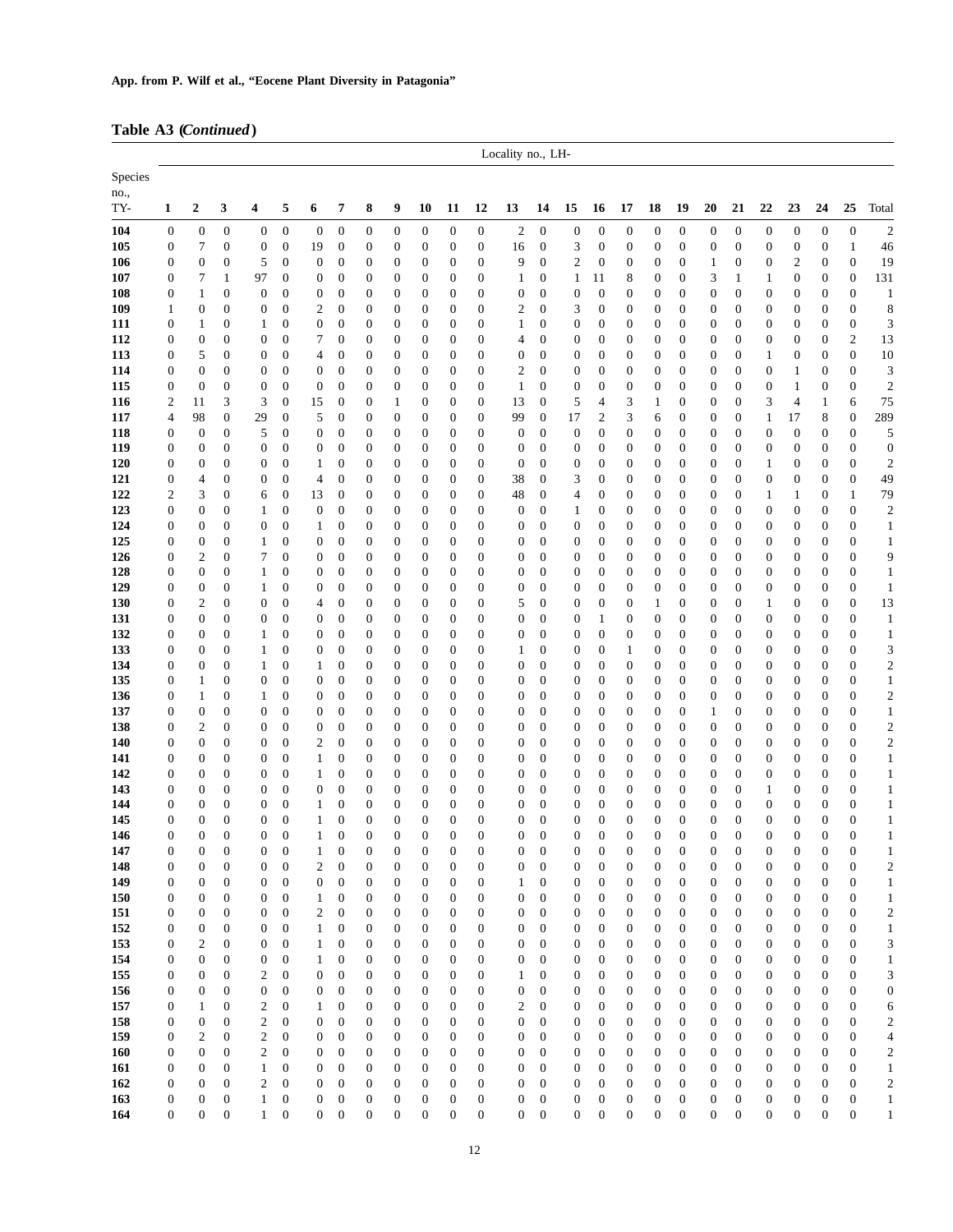**Table A3 (*Continued*)**

| Species no., TY- | Locality no., LH- | | | | | | | | | | | | | | | | | | | | | | | | | |
|---|---|---|---|---|---|---|---|---|---|---|---|---|---|---|---|---|---|---|---|---|---|---|---|---|---|---|
| | 1 | 2 | 3 | 4 | 5 | 6 | 7 | 8 | 9 | 10 | 11 | 12 | 13 | 14 | 15 | 16 | 17 | 18 | 19 | 20 | 21 | 22 | 23 | 24 | 25 | Total |
| **104** | 0 | 0 | 0 | 0 | 0 | 0 | 0 | 0 | 0 | 0 | 0 | 0 | 2 | 0 | 0 | 0 | 0 | 0 | 0 | 0 | 0 | 0 | 0 | 0 | 0 | 2 |
| **105** | 0 | 7 | 0 | 0 | 0 | 19 | 0 | 0 | 0 | 0 | 0 | 0 | 16 | 0 | 3 | 0 | 0 | 0 | 0 | 0 | 0 | 0 | 0 | 0 | 1 | 46 |
| **106** | 0 | 0 | 0 | 5 | 0 | 0 | 0 | 0 | 0 | 0 | 0 | 0 | 9 | 0 | 2 | 0 | 0 | 0 | 0 | 1 | 0 | 0 | 2 | 0 | 0 | 19 |
| **107** | 0 | 7 | 1 | 97 | 0 | 0 | 0 | 0 | 0 | 0 | 0 | 0 | 1 | 0 | 1 | 11 | 8 | 0 | 0 | 3 | 1 | 1 | 0 | 0 | 0 | 131 |
| **108** | 0 | 1 | 0 | 0 | 0 | 0 | 0 | 0 | 0 | 0 | 0 | 0 | 0 | 0 | 0 | 0 | 0 | 0 | 0 | 0 | 0 | 0 | 0 | 0 | 0 | 1 |
| **109** | 1 | 0 | 0 | 0 | 0 | 2 | 0 | 0 | 0 | 0 | 0 | 0 | 2 | 0 | 3 | 0 | 0 | 0 | 0 | 0 | 0 | 0 | 0 | 0 | 0 | 8 |
| **111** | 0 | 1 | 0 | 1 | 0 | 0 | 0 | 0 | 0 | 0 | 0 | 0 | 1 | 0 | 0 | 0 | 0 | 0 | 0 | 0 | 0 | 0 | 0 | 0 | 0 | 3 |
| **112** | 0 | 0 | 0 | 0 | 0 | 7 | 0 | 0 | 0 | 0 | 0 | 0 | 4 | 0 | 0 | 0 | 0 | 0 | 0 | 0 | 0 | 0 | 0 | 0 | 2 | 13 |
| **113** | 0 | 5 | 0 | 0 | 0 | 4 | 0 | 0 | 0 | 0 | 0 | 0 | 0 | 0 | 0 | 0 | 0 | 0 | 0 | 0 | 0 | 1 | 0 | 0 | 0 | 10 |
| **114** | 0 | 0 | 0 | 0 | 0 | 0 | 0 | 0 | 0 | 0 | 0 | 0 | 2 | 0 | 0 | 0 | 0 | 0 | 0 | 0 | 0 | 0 | 1 | 0 | 0 | 3 |
| **115** | 0 | 0 | 0 | 0 | 0 | 0 | 0 | 0 | 0 | 0 | 0 | 0 | 1 | 0 | 0 | 0 | 0 | 0 | 0 | 0 | 0 | 0 | 1 | 0 | 0 | 2 |
| **116** | 2 | 11 | 3 | 3 | 0 | 15 | 0 | 0 | 1 | 0 | 0 | 0 | 13 | 0 | 5 | 4 | 3 | 1 | 0 | 0 | 0 | 3 | 4 | 1 | 6 | 75 |
| **117** | 4 | 98 | 0 | 29 | 0 | 5 | 0 | 0 | 0 | 0 | 0 | 0 | 99 | 0 | 17 | 2 | 3 | 6 | 0 | 0 | 0 | 1 | 17 | 8 | 0 | 289 |
| **118** | 0 | 0 | 0 | 5 | 0 | 0 | 0 | 0 | 0 | 0 | 0 | 0 | 0 | 0 | 0 | 0 | 0 | 0 | 0 | 0 | 0 | 0 | 0 | 0 | 0 | 5 |
| **119** | 0 | 0 | 0 | 0 | 0 | 0 | 0 | 0 | 0 | 0 | 0 | 0 | 0 | 0 | 0 | 0 | 0 | 0 | 0 | 0 | 0 | 0 | 0 | 0 | 0 | 0 |
| **120** | 0 | 0 | 0 | 0 | 0 | 1 | 0 | 0 | 0 | 0 | 0 | 0 | 0 | 0 | 0 | 0 | 0 | 0 | 0 | 0 | 0 | 1 | 0 | 0 | 0 | 2 |
| **121** | 0 | 4 | 0 | 0 | 0 | 4 | 0 | 0 | 0 | 0 | 0 | 0 | 38 | 0 | 3 | 0 | 0 | 0 | 0 | 0 | 0 | 0 | 0 | 0 | 0 | 49 |
| **122** | 2 | 3 | 0 | 6 | 0 | 13 | 0 | 0 | 0 | 0 | 0 | 0 | 48 | 0 | 4 | 0 | 0 | 0 | 0 | 0 | 0 | 1 | 1 | 0 | 1 | 79 |
| **123** | 0 | 0 | 0 | 1 | 0 | 0 | 0 | 0 | 0 | 0 | 0 | 0 | 0 | 0 | 1 | 0 | 0 | 0 | 0 | 0 | 0 | 0 | 0 | 0 | 0 | 2 |
| **124** | 0 | 0 | 0 | 0 | 0 | 1 | 0 | 0 | 0 | 0 | 0 | 0 | 0 | 0 | 0 | 0 | 0 | 0 | 0 | 0 | 0 | 0 | 0 | 0 | 0 | 1 |
| **125** | 0 | 0 | 0 | 1 | 0 | 0 | 0 | 0 | 0 | 0 | 0 | 0 | 0 | 0 | 0 | 0 | 0 | 0 | 0 | 0 | 0 | 0 | 0 | 0 | 0 | 1 |
| **126** | 0 | 2 | 0 | 7 | 0 | 0 | 0 | 0 | 0 | 0 | 0 | 0 | 0 | 0 | 0 | 0 | 0 | 0 | 0 | 0 | 0 | 0 | 0 | 0 | 0 | 9 |
| **128** | 0 | 0 | 0 | 1 | 0 | 0 | 0 | 0 | 0 | 0 | 0 | 0 | 0 | 0 | 0 | 0 | 0 | 0 | 0 | 0 | 0 | 0 | 0 | 0 | 0 | 1 |
| **129** | 0 | 0 | 0 | 1 | 0 | 0 | 0 | 0 | 0 | 0 | 0 | 0 | 0 | 0 | 0 | 0 | 0 | 0 | 0 | 0 | 0 | 0 | 0 | 0 | 0 | 1 |
| **130** | 0 | 2 | 0 | 0 | 0 | 4 | 0 | 0 | 0 | 0 | 0 | 0 | 5 | 0 | 0 | 0 | 0 | 1 | 0 | 0 | 0 | 1 | 0 | 0 | 0 | 13 |
| **131** | 0 | 0 | 0 | 0 | 0 | 0 | 0 | 0 | 0 | 0 | 0 | 0 | 0 | 0 | 0 | 1 | 0 | 0 | 0 | 0 | 0 | 0 | 0 | 0 | 0 | 1 |
| **132** | 0 | 0 | 0 | 1 | 0 | 0 | 0 | 0 | 0 | 0 | 0 | 0 | 0 | 0 | 0 | 0 | 0 | 0 | 0 | 0 | 0 | 0 | 0 | 0 | 0 | 1 |
| **133** | 0 | 0 | 0 | 1 | 0 | 0 | 0 | 0 | 0 | 0 | 0 | 0 | 1 | 0 | 0 | 0 | 1 | 0 | 0 | 0 | 0 | 0 | 0 | 0 | 0 | 3 |
| **134** | 0 | 0 | 0 | 1 | 0 | 1 | 0 | 0 | 0 | 0 | 0 | 0 | 0 | 0 | 0 | 0 | 0 | 0 | 0 | 0 | 0 | 0 | 0 | 0 | 0 | 2 |
| **135** | 0 | 1 | 0 | 0 | 0 | 0 | 0 | 0 | 0 | 0 | 0 | 0 | 0 | 0 | 0 | 0 | 0 | 0 | 0 | 0 | 0 | 0 | 0 | 0 | 0 | 1 |
| **136** | 0 | 1 | 0 | 1 | 0 | 0 | 0 | 0 | 0 | 0 | 0 | 0 | 0 | 0 | 0 | 0 | 0 | 0 | 0 | 0 | 0 | 0 | 0 | 0 | 0 | 2 |
| **137** | 0 | 0 | 0 | 0 | 0 | 0 | 0 | 0 | 0 | 0 | 0 | 0 | 0 | 0 | 0 | 0 | 0 | 0 | 0 | 1 | 0 | 0 | 0 | 0 | 0 | 1 |
| **138** | 0 | 2 | 0 | 0 | 0 | 0 | 0 | 0 | 0 | 0 | 0 | 0 | 0 | 0 | 0 | 0 | 0 | 0 | 0 | 0 | 0 | 0 | 0 | 0 | 0 | 2 |
| **140** | 0 | 0 | 0 | 0 | 0 | 2 | 0 | 0 | 0 | 0 | 0 | 0 | 0 | 0 | 0 | 0 | 0 | 0 | 0 | 0 | 0 | 0 | 0 | 0 | 0 | 2 |
| **141** | 0 | 0 | 0 | 0 | 0 | 1 | 0 | 0 | 0 | 0 | 0 | 0 | 0 | 0 | 0 | 0 | 0 | 0 | 0 | 0 | 0 | 0 | 0 | 0 | 0 | 1 |
| **142** | 0 | 0 | 0 | 0 | 0 | 1 | 0 | 0 | 0 | 0 | 0 | 0 | 0 | 0 | 0 | 0 | 0 | 0 | 0 | 0 | 0 | 0 | 0 | 0 | 0 | 1 |
| **143** | 0 | 0 | 0 | 0 | 0 | 0 | 0 | 0 | 0 | 0 | 0 | 0 | 0 | 0 | 0 | 0 | 0 | 0 | 0 | 0 | 0 | 1 | 0 | 0 | 0 | 1 |
| **144** | 0 | 0 | 0 | 0 | 0 | 1 | 0 | 0 | 0 | 0 | 0 | 0 | 0 | 0 | 0 | 0 | 0 | 0 | 0 | 0 | 0 | 0 | 0 | 0 | 0 | 1 |
| **145** | 0 | 0 | 0 | 0 | 0 | 1 | 0 | 0 | 0 | 0 | 0 | 0 | 0 | 0 | 0 | 0 | 0 | 0 | 0 | 0 | 0 | 0 | 0 | 0 | 0 | 1 |
| **146** | 0 | 0 | 0 | 0 | 0 | 1 | 0 | 0 | 0 | 0 | 0 | 0 | 0 | 0 | 0 | 0 | 0 | 0 | 0 | 0 | 0 | 0 | 0 | 0 | 0 | 1 |
| **147** | 0 | 0 | 0 | 0 | 0 | 1 | 0 | 0 | 0 | 0 | 0 | 0 | 0 | 0 | 0 | 0 | 0 | 0 | 0 | 0 | 0 | 0 | 0 | 0 | 0 | 1 |
| **148** | 0 | 0 | 0 | 0 | 0 | 2 | 0 | 0 | 0 | 0 | 0 | 0 | 0 | 0 | 0 | 0 | 0 | 0 | 0 | 0 | 0 | 0 | 0 | 0 | 0 | 2 |
| **149** | 0 | 0 | 0 | 0 | 0 | 0 | 0 | 0 | 0 | 0 | 0 | 0 | 1 | 0 | 0 | 0 | 0 | 0 | 0 | 0 | 0 | 0 | 0 | 0 | 0 | 1 |
| **150** | 0 | 0 | 0 | 0 | 0 | 1 | 0 | 0 | 0 | 0 | 0 | 0 | 0 | 0 | 0 | 0 | 0 | 0 | 0 | 0 | 0 | 0 | 0 | 0 | 0 | 1 |
| **151** | 0 | 0 | 0 | 0 | 0 | 2 | 0 | 0 | 0 | 0 | 0 | 0 | 0 | 0 | 0 | 0 | 0 | 0 | 0 | 0 | 0 | 0 | 0 | 0 | 0 | 2 |
| **152** | 0 | 0 | 0 | 0 | 0 | 1 | 0 | 0 | 0 | 0 | 0 | 0 | 0 | 0 | 0 | 0 | 0 | 0 | 0 | 0 | 0 | 0 | 0 | 0 | 0 | 1 |
| **153** | 0 | 2 | 0 | 0 | 0 | 1 | 0 | 0 | 0 | 0 | 0 | 0 | 0 | 0 | 0 | 0 | 0 | 0 | 0 | 0 | 0 | 0 | 0 | 0 | 0 | 3 |
| **154** | 0 | 0 | 0 | 0 | 0 | 1 | 0 | 0 | 0 | 0 | 0 | 0 | 0 | 0 | 0 | 0 | 0 | 0 | 0 | 0 | 0 | 0 | 0 | 0 | 0 | 1 |
| **155** | 0 | 0 | 0 | 2 | 0 | 0 | 0 | 0 | 0 | 0 | 0 | 0 | 1 | 0 | 0 | 0 | 0 | 0 | 0 | 0 | 0 | 0 | 0 | 0 | 0 | 3 |
| **156** | 0 | 0 | 0 | 0 | 0 | 0 | 0 | 0 | 0 | 0 | 0 | 0 | 0 | 0 | 0 | 0 | 0 | 0 | 0 | 0 | 0 | 0 | 0 | 0 | 0 | 0 |
| **157** | 0 | 1 | 0 | 2 | 0 | 1 | 0 | 0 | 0 | 0 | 0 | 0 | 2 | 0 | 0 | 0 | 0 | 0 | 0 | 0 | 0 | 0 | 0 | 0 | 0 | 6 |
| **158** | 0 | 0 | 0 | 2 | 0 | 0 | 0 | 0 | 0 | 0 | 0 | 0 | 0 | 0 | 0 | 0 | 0 | 0 | 0 | 0 | 0 | 0 | 0 | 0 | 0 | 2 |
| **159** | 0 | 2 | 0 | 2 | 0 | 0 | 0 | 0 | 0 | 0 | 0 | 0 | 0 | 0 | 0 | 0 | 0 | 0 | 0 | 0 | 0 | 0 | 0 | 0 | 0 | 4 |
| **160** | 0 | 0 | 0 | 2 | 0 | 0 | 0 | 0 | 0 | 0 | 0 | 0 | 0 | 0 | 0 | 0 | 0 | 0 | 0 | 0 | 0 | 0 | 0 | 0 | 0 | 2 |
| **161** | 0 | 0 | 0 | 1 | 0 | 0 | 0 | 0 | 0 | 0 | 0 | 0 | 0 | 0 | 0 | 0 | 0 | 0 | 0 | 0 | 0 | 0 | 0 | 0 | 0 | 1 |
| **162** | 0 | 0 | 0 | 2 | 0 | 0 | 0 | 0 | 0 | 0 | 0 | 0 | 0 | 0 | 0 | 0 | 0 | 0 | 0 | 0 | 0 | 0 | 0 | 0 | 0 | 2 |
| **163** | 0 | 0 | 0 | 1 | 0 | 0 | 0 | 0 | 0 | 0 | 0 | 0 | 0 | 0 | 0 | 0 | 0 | 0 | 0 | 0 | 0 | 0 | 0 | 0 | 0 | 1 |
| **164** | 0 | 0 | 0 | 1 | 0 | 0 | 0 | 0 | 0 | 0 | 0 | 0 | 0 | 0 | 0 | 0 | 0 | 0 | 0 | 0 | 0 | 0 | 0 | 0 | 0 | 1 |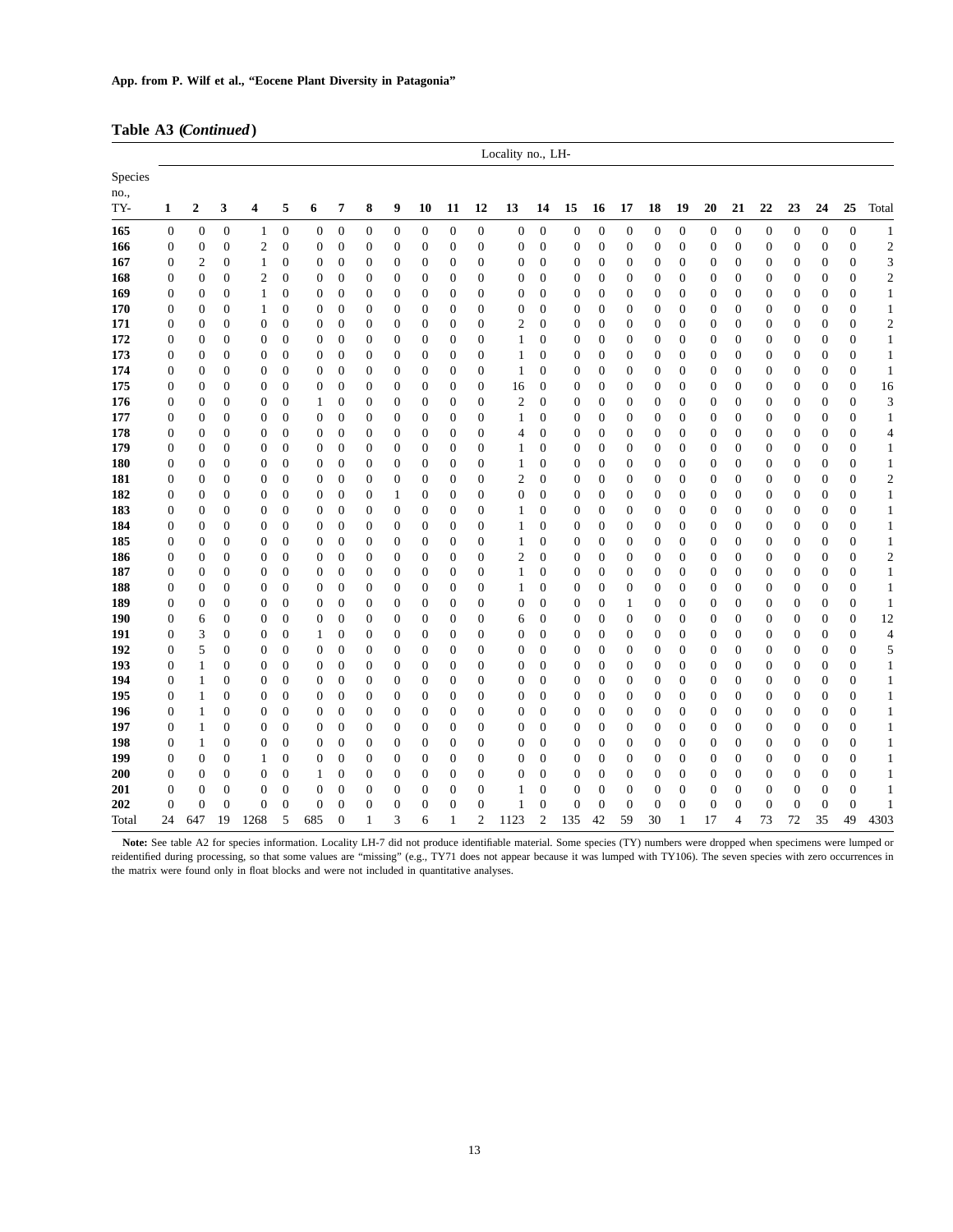**Table A3 (*Continued*)**

| Species no., TY- | Locality no., LH- | | | | | | | | | | | | | | | | | | | | | | | | | |
|---|---|---|---|---|---|---|---|---|---|---|---|---|---|---|---|---|---|---|---|---|---|---|---|---|---|---|
| | 1 | 2 | 3 | 4 | 5 | 6 | 7 | 8 | 9 | 10 | 11 | 12 | 13 | 14 | 15 | 16 | 17 | 18 | 19 | 20 | 21 | 22 | 23 | 24 | 25 | Total |
| **165** | 0 | 0 | 0 | 1 | 0 | 0 | 0 | 0 | 0 | 0 | 0 | 0 | 0 | 0 | 0 | 0 | 0 | 0 | 0 | 0 | 0 | 0 | 0 | 0 | 0 | 1 |
| **166** | 0 | 0 | 0 | 2 | 0 | 0 | 0 | 0 | 0 | 0 | 0 | 0 | 0 | 0 | 0 | 0 | 0 | 0 | 0 | 0 | 0 | 0 | 0 | 0 | 0 | 2 |
| **167** | 0 | 2 | 0 | 1 | 0 | 0 | 0 | 0 | 0 | 0 | 0 | 0 | 0 | 0 | 0 | 0 | 0 | 0 | 0 | 0 | 0 | 0 | 0 | 0 | 0 | 3 |
| **168** | 0 | 0 | 0 | 2 | 0 | 0 | 0 | 0 | 0 | 0 | 0 | 0 | 0 | 0 | 0 | 0 | 0 | 0 | 0 | 0 | 0 | 0 | 0 | 0 | 0 | 2 |
| **169** | 0 | 0 | 0 | 1 | 0 | 0 | 0 | 0 | 0 | 0 | 0 | 0 | 0 | 0 | 0 | 0 | 0 | 0 | 0 | 0 | 0 | 0 | 0 | 0 | 0 | 1 |
| **170** | 0 | 0 | 0 | 1 | 0 | 0 | 0 | 0 | 0 | 0 | 0 | 0 | 0 | 0 | 0 | 0 | 0 | 0 | 0 | 0 | 0 | 0 | 0 | 0 | 0 | 1 |
| **171** | 0 | 0 | 0 | 0 | 0 | 0 | 0 | 0 | 0 | 0 | 0 | 0 | 2 | 0 | 0 | 0 | 0 | 0 | 0 | 0 | 0 | 0 | 0 | 0 | 0 | 2 |
| **172** | 0 | 0 | 0 | 0 | 0 | 0 | 0 | 0 | 0 | 0 | 0 | 0 | 1 | 0 | 0 | 0 | 0 | 0 | 0 | 0 | 0 | 0 | 0 | 0 | 0 | 1 |
| **173** | 0 | 0 | 0 | 0 | 0 | 0 | 0 | 0 | 0 | 0 | 0 | 0 | 1 | 0 | 0 | 0 | 0 | 0 | 0 | 0 | 0 | 0 | 0 | 0 | 0 | 1 |
| **174** | 0 | 0 | 0 | 0 | 0 | 0 | 0 | 0 | 0 | 0 | 0 | 0 | 1 | 0 | 0 | 0 | 0 | 0 | 0 | 0 | 0 | 0 | 0 | 0 | 0 | 1 |
| **175** | 0 | 0 | 0 | 0 | 0 | 0 | 0 | 0 | 0 | 0 | 0 | 0 | 16 | 0 | 0 | 0 | 0 | 0 | 0 | 0 | 0 | 0 | 0 | 0 | 0 | 16 |
| **176** | 0 | 0 | 0 | 0 | 0 | 1 | 0 | 0 | 0 | 0 | 0 | 0 | 2 | 0 | 0 | 0 | 0 | 0 | 0 | 0 | 0 | 0 | 0 | 0 | 0 | 3 |
| **177** | 0 | 0 | 0 | 0 | 0 | 0 | 0 | 0 | 0 | 0 | 0 | 0 | 1 | 0 | 0 | 0 | 0 | 0 | 0 | 0 | 0 | 0 | 0 | 0 | 0 | 1 |
| **178** | 0 | 0 | 0 | 0 | 0 | 0 | 0 | 0 | 0 | 0 | 0 | 0 | 4 | 0 | 0 | 0 | 0 | 0 | 0 | 0 | 0 | 0 | 0 | 0 | 0 | 4 |
| **179** | 0 | 0 | 0 | 0 | 0 | 0 | 0 | 0 | 0 | 0 | 0 | 0 | 1 | 0 | 0 | 0 | 0 | 0 | 0 | 0 | 0 | 0 | 0 | 0 | 0 | 1 |
| **180** | 0 | 0 | 0 | 0 | 0 | 0 | 0 | 0 | 0 | 0 | 0 | 0 | 1 | 0 | 0 | 0 | 0 | 0 | 0 | 0 | 0 | 0 | 0 | 0 | 0 | 1 |
| **181** | 0 | 0 | 0 | 0 | 0 | 0 | 0 | 0 | 0 | 0 | 0 | 0 | 2 | 0 | 0 | 0 | 0 | 0 | 0 | 0 | 0 | 0 | 0 | 0 | 0 | 2 |
| **182** | 0 | 0 | 0 | 0 | 0 | 0 | 0 | 0 | 1 | 0 | 0 | 0 | 0 | 0 | 0 | 0 | 0 | 0 | 0 | 0 | 0 | 0 | 0 | 0 | 0 | 1 |
| **183** | 0 | 0 | 0 | 0 | 0 | 0 | 0 | 0 | 0 | 0 | 0 | 0 | 1 | 0 | 0 | 0 | 0 | 0 | 0 | 0 | 0 | 0 | 0 | 0 | 0 | 1 |
| **184** | 0 | 0 | 0 | 0 | 0 | 0 | 0 | 0 | 0 | 0 | 0 | 0 | 1 | 0 | 0 | 0 | 0 | 0 | 0 | 0 | 0 | 0 | 0 | 0 | 0 | 1 |
| **185** | 0 | 0 | 0 | 0 | 0 | 0 | 0 | 0 | 0 | 0 | 0 | 0 | 1 | 0 | 0 | 0 | 0 | 0 | 0 | 0 | 0 | 0 | 0 | 0 | 0 | 1 |
| **186** | 0 | 0 | 0 | 0 | 0 | 0 | 0 | 0 | 0 | 0 | 0 | 0 | 2 | 0 | 0 | 0 | 0 | 0 | 0 | 0 | 0 | 0 | 0 | 0 | 0 | 2 |
| **187** | 0 | 0 | 0 | 0 | 0 | 0 | 0 | 0 | 0 | 0 | 0 | 0 | 1 | 0 | 0 | 0 | 0 | 0 | 0 | 0 | 0 | 0 | 0 | 0 | 0 | 1 |
| **188** | 0 | 0 | 0 | 0 | 0 | 0 | 0 | 0 | 0 | 0 | 0 | 0 | 1 | 0 | 0 | 0 | 0 | 0 | 0 | 0 | 0 | 0 | 0 | 0 | 0 | 1 |
| **189** | 0 | 0 | 0 | 0 | 0 | 0 | 0 | 0 | 0 | 0 | 0 | 0 | 0 | 0 | 0 | 0 | 1 | 0 | 0 | 0 | 0 | 0 | 0 | 0 | 0 | 1 |
| **190** | 0 | 6 | 0 | 0 | 0 | 0 | 0 | 0 | 0 | 0 | 0 | 0 | 6 | 0 | 0 | 0 | 0 | 0 | 0 | 0 | 0 | 0 | 0 | 0 | 0 | 12 |
| **191** | 0 | 3 | 0 | 0 | 0 | 1 | 0 | 0 | 0 | 0 | 0 | 0 | 0 | 0 | 0 | 0 | 0 | 0 | 0 | 0 | 0 | 0 | 0 | 0 | 0 | 4 |
| **192** | 0 | 5 | 0 | 0 | 0 | 0 | 0 | 0 | 0 | 0 | 0 | 0 | 0 | 0 | 0 | 0 | 0 | 0 | 0 | 0 | 0 | 0 | 0 | 0 | 0 | 5 |
| **193** | 0 | 1 | 0 | 0 | 0 | 0 | 0 | 0 | 0 | 0 | 0 | 0 | 0 | 0 | 0 | 0 | 0 | 0 | 0 | 0 | 0 | 0 | 0 | 0 | 0 | 1 |
| **194** | 0 | 1 | 0 | 0 | 0 | 0 | 0 | 0 | 0 | 0 | 0 | 0 | 0 | 0 | 0 | 0 | 0 | 0 | 0 | 0 | 0 | 0 | 0 | 0 | 0 | 1 |
| **195** | 0 | 1 | 0 | 0 | 0 | 0 | 0 | 0 | 0 | 0 | 0 | 0 | 0 | 0 | 0 | 0 | 0 | 0 | 0 | 0 | 0 | 0 | 0 | 0 | 0 | 1 |
| **196** | 0 | 1 | 0 | 0 | 0 | 0 | 0 | 0 | 0 | 0 | 0 | 0 | 0 | 0 | 0 | 0 | 0 | 0 | 0 | 0 | 0 | 0 | 0 | 0 | 0 | 1 |
| **197** | 0 | 1 | 0 | 0 | 0 | 0 | 0 | 0 | 0 | 0 | 0 | 0 | 0 | 0 | 0 | 0 | 0 | 0 | 0 | 0 | 0 | 0 | 0 | 0 | 0 | 1 |
| **198** | 0 | 1 | 0 | 0 | 0 | 0 | 0 | 0 | 0 | 0 | 0 | 0 | 0 | 0 | 0 | 0 | 0 | 0 | 0 | 0 | 0 | 0 | 0 | 0 | 0 | 1 |
| **199** | 0 | 0 | 0 | 1 | 0 | 0 | 0 | 0 | 0 | 0 | 0 | 0 | 0 | 0 | 0 | 0 | 0 | 0 | 0 | 0 | 0 | 0 | 0 | 0 | 0 | 1 |
| **200** | 0 | 0 | 0 | 0 | 0 | 1 | 0 | 0 | 0 | 0 | 0 | 0 | 0 | 0 | 0 | 0 | 0 | 0 | 0 | 0 | 0 | 0 | 0 | 0 | 0 | 1 |
| **201** | 0 | 0 | 0 | 0 | 0 | 0 | 0 | 0 | 0 | 0 | 0 | 0 | 1 | 0 | 0 | 0 | 0 | 0 | 0 | 0 | 0 | 0 | 0 | 0 | 0 | 1 |
| **202** | 0 | 0 | 0 | 0 | 0 | 0 | 0 | 0 | 0 | 0 | 0 | 0 | 1 | 0 | 0 | 0 | 0 | 0 | 0 | 0 | 0 | 0 | 0 | 0 | 0 | 1 |
| Total | 24 | 647 | 19 | 1268 | 5 | 685 | 0 | 1 | 3 | 6 | 1 | 2 | 1123 | 2 | 135 | 42 | 59 | 30 | 1 | 17 | 4 | 73 | 72 | 35 | 49 | 4303 |

**Note:** See table A2 for species information. Locality LH-7 did not produce identifiable material. Some species (TY) numbers were dropped when specimens were lumped or reidentified during processing, so that some values are "missing" (e.g., TY71 does not appear because it was lumped with TY106). The seven species with zero occurrences in the matrix were found only in float blocks and were not included in quantitative analyses.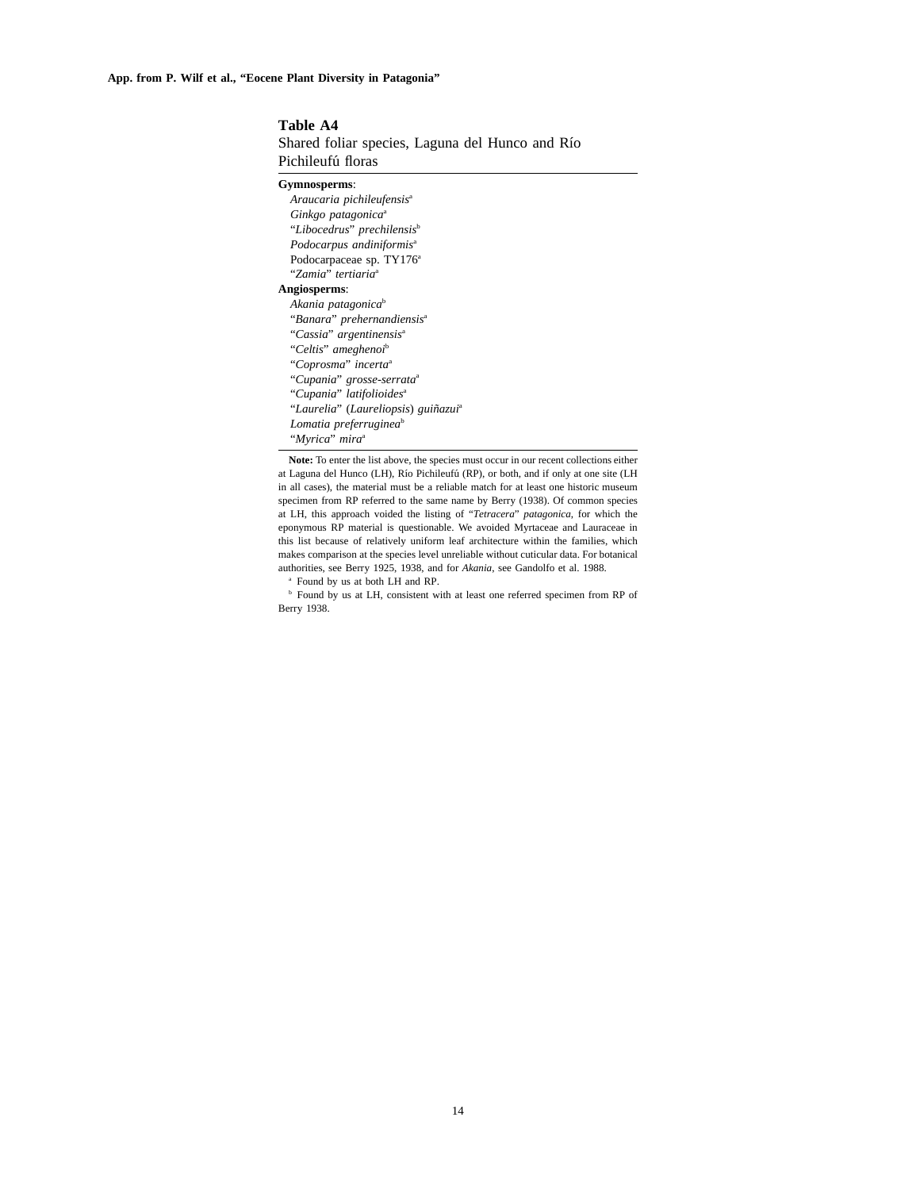**Table A4**

Shared foliar species, Laguna del Hunco and Río Pichileufú floras

| |
|---|
| **Gymnosperms**: |
| *Araucaria pichileufensis*[a] |
| *Ginkgo patagonica*[a] |
| "*Libocedrus*" *prechilensis*[b] |
| *Podocarpus andiniformis*[a] |
| Podocarpaceae sp. TY176[a] |
| "*Zamia*" *tertiaria*[a] |
| **Angiosperms**: |
| *Akania patagonica*[b] |
| "*Banara*" *prehernandiensis*[a] |
| "*Cassia*" *argentinensis*[a] |
| "*Celtis*" *ameghenoi*[b] |
| "*Coprosma*" *incerta*[a] |
| "*Cupania*" *grosse-serrata*[a] |
| "*Cupania*" *latifolioides*[a] |
| "*Laurelia*" (*Laureliopsis*) *guiñazui*[a] |
| *Lomatia preferruginea*[b] |
| "*Myrica*" *mira*[a] |

**Note:** To enter the list above, the species must occur in our recent collections either at Laguna del Hunco (LH), Río Pichileufú (RP), or both, and if only at one site (LH in all cases), the material must be a reliable match for at least one historic museum specimen from RP referred to the same name by Berry (1938). Of common species at LH, this approach voided the listing of "*Tetracera*" *patagonica*, for which the eponymous RP material is questionable. We avoided Myrtaceae and Lauraceae in this list because of relatively uniform leaf architecture within the families, which makes comparison at the species level unreliable without cuticular data. For botanical authorities, see Berry 1925, 1938, and for *Akania*, see Gandolfo et al. 1988.

[a] Found by us at both LH and RP.

[b] Found by us at LH, consistent with at least one referred specimen from RP of Berry 1938.